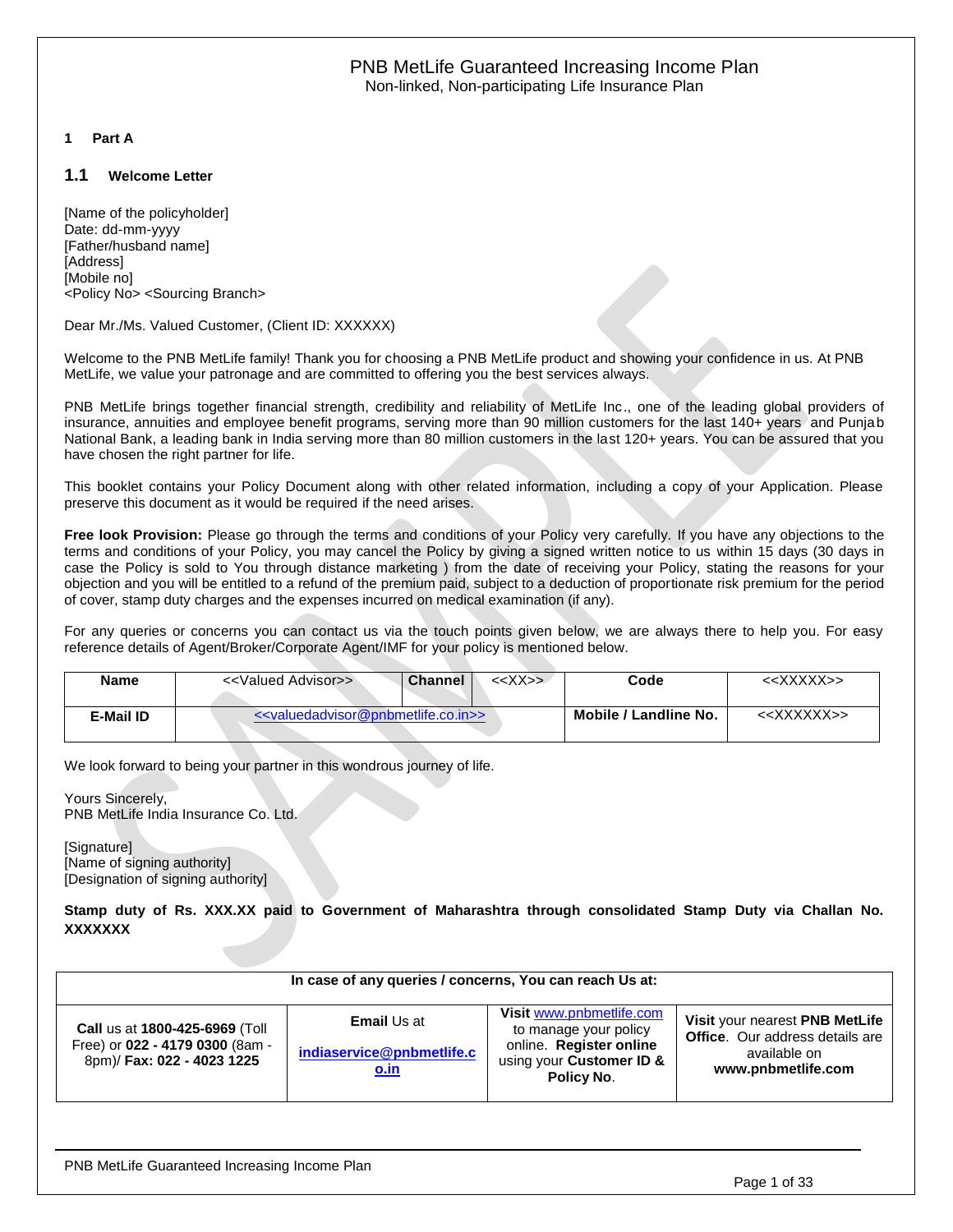# PNB MetLife Guaranteed Increasing Income Plan

Non-linked, Non-participating Life Insurance Plan

## 1 Part A

### 1.1 Welcome Letter

[Name of the policyholder]
Date: dd-mm-yyyy
[Father/husband name]
[Address]
[Mobile no]
<Policy No> <Sourcing Branch>

Dear Mr./Ms. Valued Customer, (Client ID: XXXXXX)

Welcome to the PNB MetLife family! Thank you for choosing a PNB MetLife product and showing your confidence in us. At PNB MetLife, we value your patronage and are committed to offering you the best services always.

PNB MetLife brings together financial strength, credibility and reliability of MetLife Inc., one of the leading global providers of insurance, annuities and employee benefit programs, serving more than 90 million customers for the last 140+ years and Punjab National Bank, a leading bank in India serving more than 80 million customers in the last 120+ years. You can be assured that you have chosen the right partner for life.

This booklet contains your Policy Document along with other related information, including a copy of your Application. Please preserve this document as it would be required if the need arises.

**Free look Provision:** Please go through the terms and conditions of your Policy very carefully. If you have any objections to the terms and conditions of your Policy, you may cancel the Policy by giving a signed written notice to us within 15 days (30 days in case the Policy is sold to You through distance marketing ) from the date of receiving your Policy, stating the reasons for your objection and you will be entitled to a refund of the premium paid, subject to a deduction of proportionate risk premium for the period of cover, stamp duty charges and the expenses incurred on medical examination (if any).

For any queries or concerns you can contact us via the touch points given below, we are always there to help you. For easy reference details of Agent/Broker/Corporate Agent/IMF for your policy is mentioned below.

| **Name** | <<Valued Advisor>> | **Channel** | <<XX>> | **Code** | <<XXXXX>> |
|---|---|---|---|---|---|
| **E-Mail ID** | <<valuedadvisor@pnbmetlife.co.in>> | | | **Mobile / Landline No.** | <<XXXXXX>> |

We look forward to being your partner in this wondrous journey of life.

Yours Sincerely,
PNB MetLife India Insurance Co. Ltd.

[Signature]
[Name of signing authority]
[Designation of signing authority]

**Stamp duty of Rs. XXX.XX paid to Government of Maharashtra through consolidated Stamp Duty via Challan No. XXXXXXX**

| In case of any queries / concerns, You can reach Us at: | | | |
|---|---|---|---|
| **Call** us at **1800-425-6969** (Toll Free) or **022 - 4179 0300** (8am - 8pm)/ **Fax: 022 - 4023 1225** | **Email** Us at **indiaservice@pnbmetlife.co.in** | **Visit** www.pnbmetlife.com to manage your policy online. **Register online** using your **Customer ID & Policy No**. | **Visit** your nearest **PNB MetLife Office**. Our address details are available on **www.pnbmetlife.com** |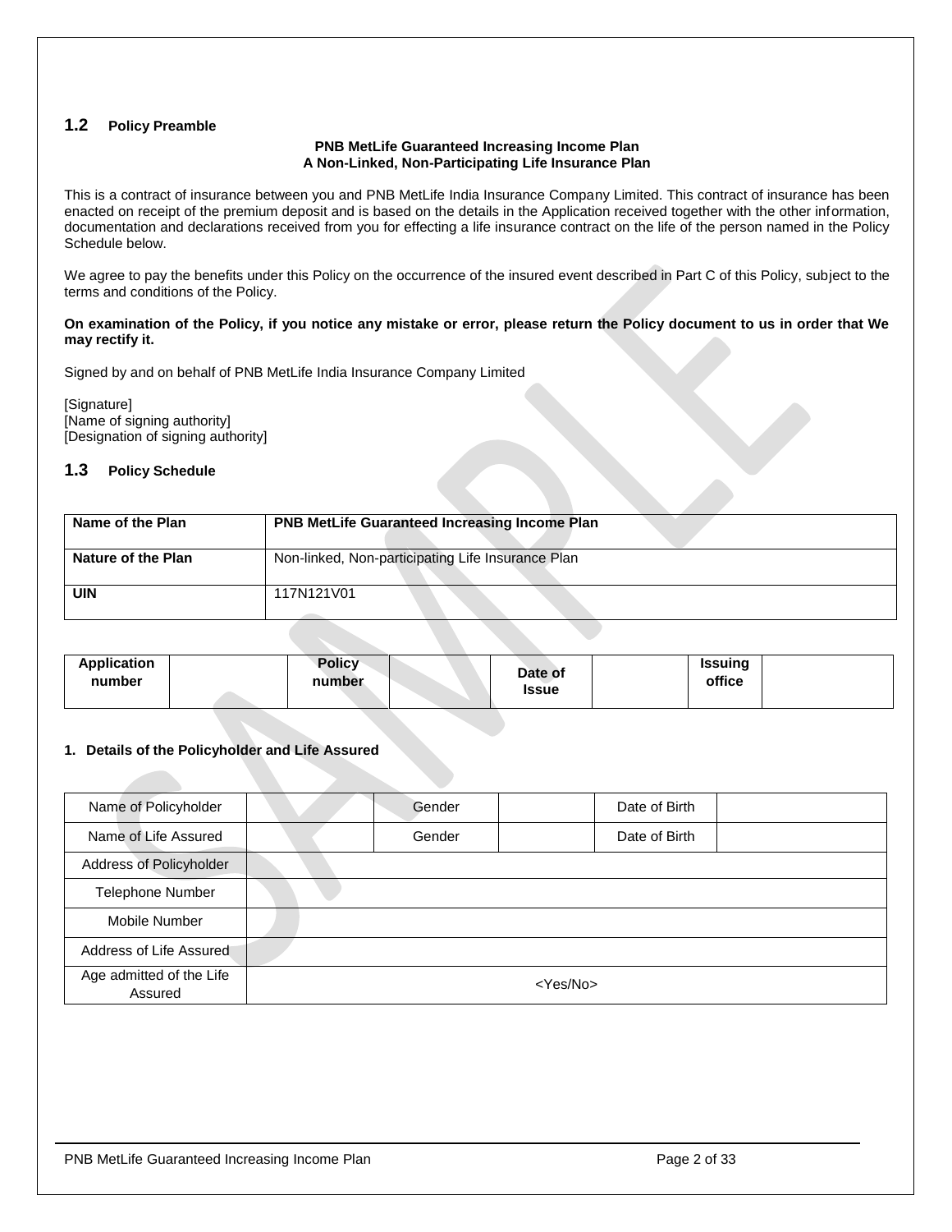## 1.2 Policy Preamble

**PNB MetLife Guaranteed Increasing Income Plan**
**A Non-Linked, Non-Participating Life Insurance Plan**

This is a contract of insurance between you and PNB MetLife India Insurance Company Limited. This contract of insurance has been enacted on receipt of the premium deposit and is based on the details in the Application received together with the other information, documentation and declarations received from you for effecting a life insurance contract on the life of the person named in the Policy Schedule below.

We agree to pay the benefits under this Policy on the occurrence of the insured event described in Part C of this Policy, subject to the terms and conditions of the Policy.

**On examination of the Policy, if you notice any mistake or error, please return the Policy document to us in order that We may rectify it.**

Signed by and on behalf of PNB MetLife India Insurance Company Limited

[Signature]
[Name of signing authority]
[Designation of signing authority]

## 1.3 Policy Schedule

| **Name of the Plan** | **PNB MetLife Guaranteed Increasing Income Plan** |
|---|---|
| **Nature of the Plan** | Non-linked, Non-participating Life Insurance Plan |
| **UIN** | 117N121V01 |

| **Application number** | | **Policy number** | | **Date of Issue** | | **Issuing office** | |
|---|---|---|---|---|---|---|---|

**1. Details of the Policyholder and Life Assured**

| Name of Policyholder | | Gender | | Date of Birth | |
|---|---|---|---|---|---|
| Name of Life Assured | | Gender | | Date of Birth | |
| Address of Policyholder | | | | | |
| Telephone Number | | | | | |
| Mobile Number | | | | | |
| Address of Life Assured | | | | | |
| Age admitted of the Life Assured | <Yes/No> | | | | |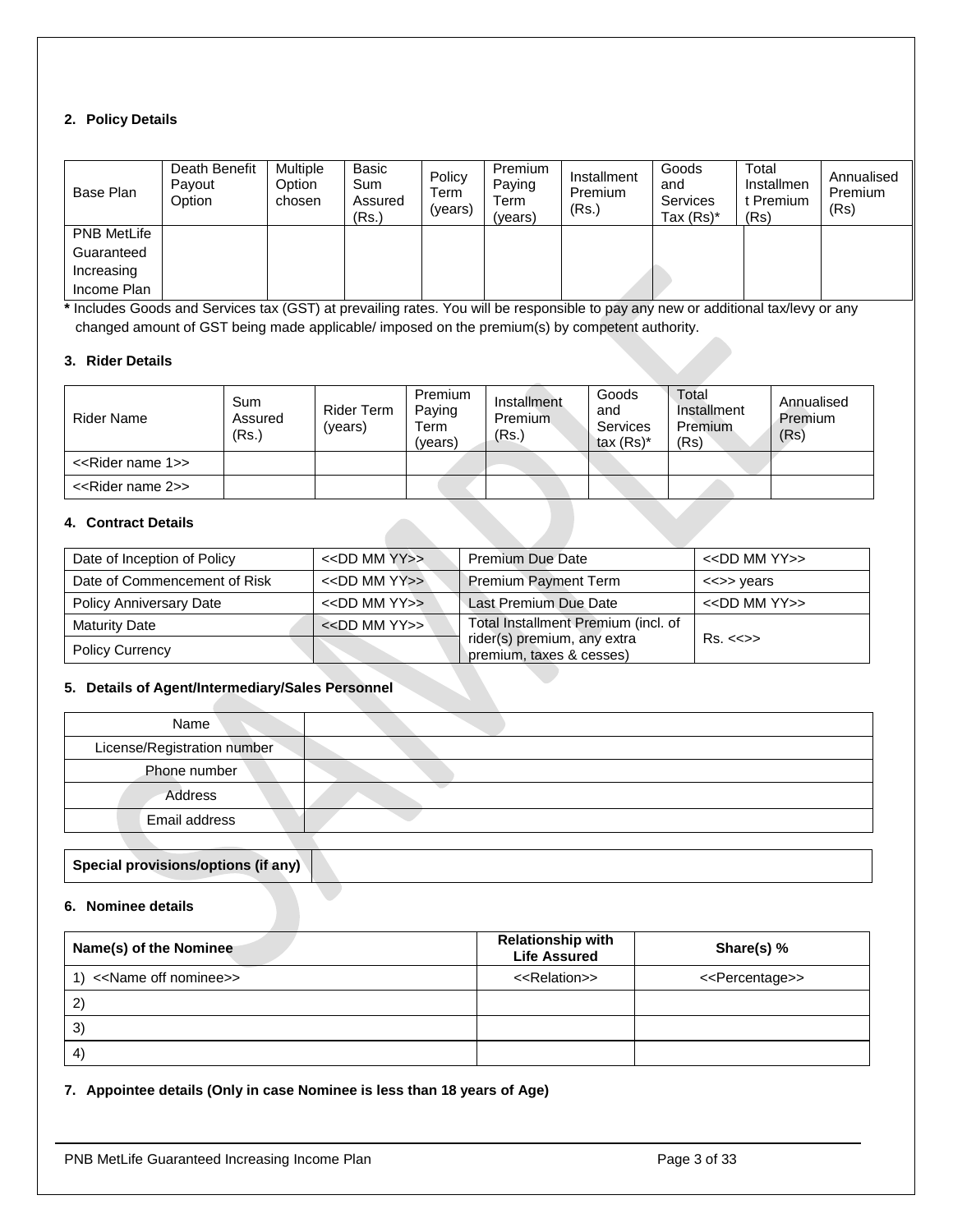## 2. Policy Details

| Base Plan | Death Benefit Payout Option | Multiple Option chosen | Basic Sum Assured (Rs.) | Policy Term (years) | Premium Paying Term (years) | Installment Premium (Rs.) | Goods and Services Tax (Rs)* | Total Installment Premium (Rs) | Annualised Premium (Rs) |
|---|---|---|---|---|---|---|---|---|---|
| PNB MetLife Guaranteed Increasing Income Plan | | | | | | | | | |

**\*** Includes Goods and Services tax (GST) at prevailing rates. You will be responsible to pay any new or additional tax/levy or any changed amount of GST being made applicable/ imposed on the premium(s) by competent authority.

## 3. Rider Details

| Rider Name | Sum Assured (Rs.) | Rider Term (years) | Premium Paying Term (years) | Installment Premium (Rs.) | Goods and Services tax (Rs)* | Total Installment Premium (Rs) | Annualised Premium (Rs) |
|---|---|---|---|---|---|---|---|
| <<Rider name 1>> | | | | | | | |
| <<Rider name 2>> | | | | | | | |

## 4. Contract Details

| | | | |
|---|---|---|---|
| Date of Inception of Policy | <<DD MM YY>> | Premium Due Date | <<DD MM YY>> |
| Date of Commencement of Risk | <<DD MM YY>> | Premium Payment Term | <<>> years |
| Policy Anniversary Date | <<DD MM YY>> | Last Premium Due Date | <<DD MM YY>> |
| Maturity Date | <<DD MM YY>> | Total Installment Premium (incl. of rider(s) premium, any extra premium, taxes & cesses) | Rs. <<>> |
| Policy Currency | | | |

## 5. Details of Agent/Intermediary/Sales Personnel

| | |
|---|---|
| Name | |
| License/Registration number | |
| Phone number | |
| Address | |
| Email address | |

| **Special provisions/options (if any)** | |
|---|---|

## 6. Nominee details

| Name(s) of the Nominee | Relationship with Life Assured | Share(s) % |
|---|---|---|
| 1) <<Name off nominee>> | <<Relation>> | <<Percentage>> |
| 2) | | |
| 3) | | |
| 4) | | |

## 7. Appointee details (Only in case Nominee is less than 18 years of Age)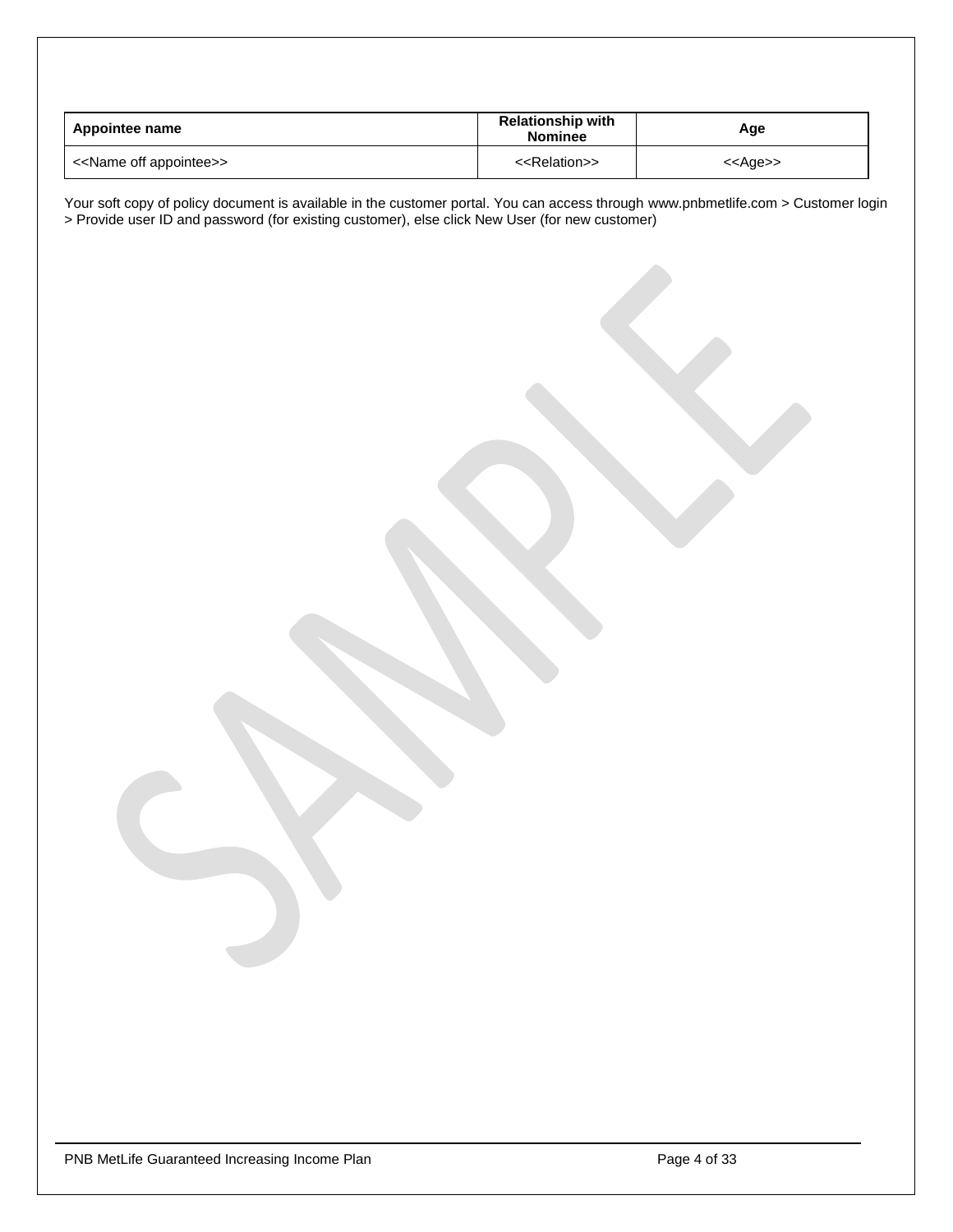| **Appointee name** | **Relationship with Nominee** | **Age** |
| --- | --- | --- |
| <<Name off appointee>> | <<Relation>> | <<Age>> |

Your soft copy of policy document is available in the customer portal. You can access through www.pnbmetlife.com > Customer login > Provide user ID and password (for existing customer), else click New User (for new customer)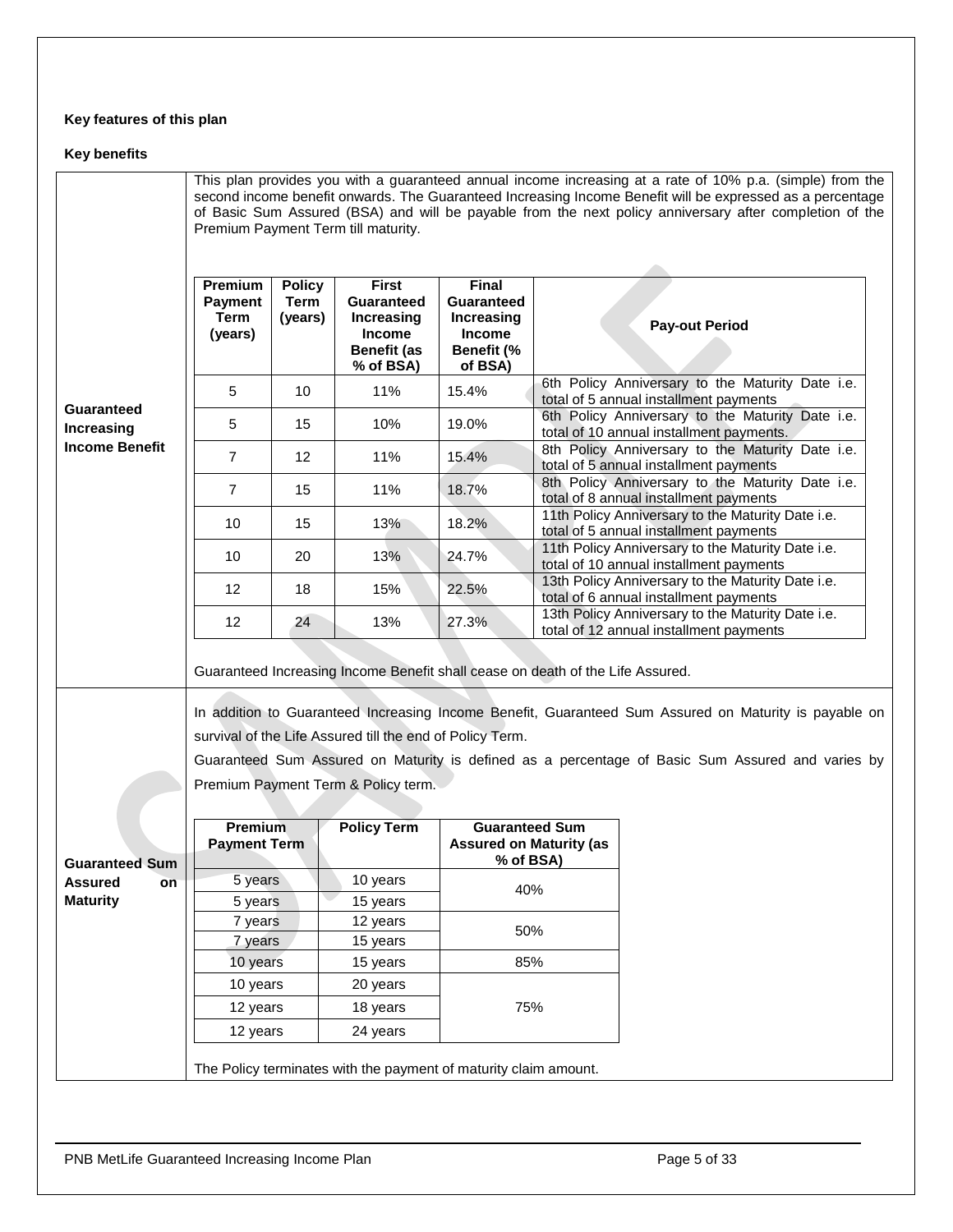**Key features of this plan**

**Key benefits**

**Guaranteed Increasing Income Benefit**

This plan provides you with a guaranteed annual income increasing at a rate of 10% p.a. (simple) from the second income benefit onwards. The Guaranteed Increasing Income Benefit will be expressed as a percentage of Basic Sum Assured (BSA) and will be payable from the next policy anniversary after completion of the Premium Payment Term till maturity.

| Premium Payment Term (years) | Policy Term (years) | First Guaranteed Increasing Income Benefit (as % of BSA) | Final Guaranteed Increasing Income Benefit (% of BSA) | Pay-out Period |
|---|---|---|---|---|
| 5 | 10 | 11% | 15.4% | 6th Policy Anniversary to the Maturity Date i.e. total of 5 annual installment payments |
| 5 | 15 | 10% | 19.0% | 6th Policy Anniversary to the Maturity Date i.e. total of 10 annual installment payments. |
| 7 | 12 | 11% | 15.4% | 8th Policy Anniversary to the Maturity Date i.e. total of 5 annual installment payments |
| 7 | 15 | 11% | 18.7% | 8th Policy Anniversary to the Maturity Date i.e. total of 8 annual installment payments |
| 10 | 15 | 13% | 18.2% | 11th Policy Anniversary to the Maturity Date i.e. total of 5 annual installment payments |
| 10 | 20 | 13% | 24.7% | 11th Policy Anniversary to the Maturity Date i.e. total of 10 annual installment payments |
| 12 | 18 | 15% | 22.5% | 13th Policy Anniversary to the Maturity Date i.e. total of 6 annual installment payments |
| 12 | 24 | 13% | 27.3% | 13th Policy Anniversary to the Maturity Date i.e. total of 12 annual installment payments |

Guaranteed Increasing Income Benefit shall cease on death of the Life Assured.

**Guaranteed Sum Assured on Maturity**

In addition to Guaranteed Increasing Income Benefit, Guaranteed Sum Assured on Maturity is payable on survival of the Life Assured till the end of Policy Term.

Guaranteed Sum Assured on Maturity is defined as a percentage of Basic Sum Assured and varies by Premium Payment Term & Policy term.

| Premium Payment Term | Policy Term | Guaranteed Sum Assured on Maturity (as % of BSA) |
|---|---|---|
| 5 years | 10 years | 40% |
| 5 years | 15 years | |
| 7 years | 12 years | 50% |
| 7 years | 15 years | |
| 10 years | 15 years | 85% |
| 10 years | 20 years | 75% |
| 12 years | 18 years | |
| 12 years | 24 years | |

The Policy terminates with the payment of maturity claim amount.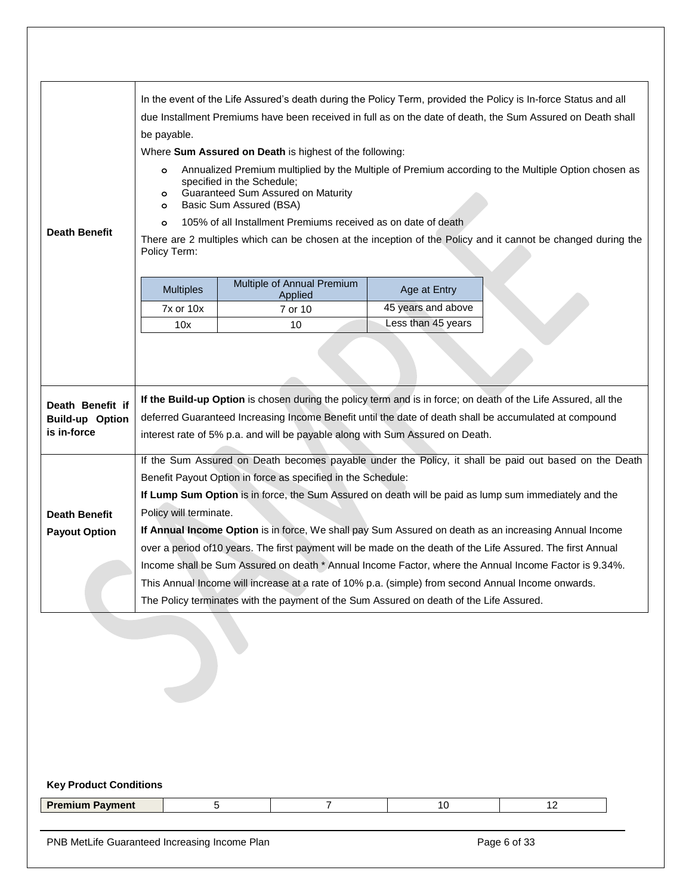| | |
|---|---|
| **Death Benefit** | In the event of the Life Assured's death during the Policy Term, provided the Policy is In-force Status and all due Installment Premiums have been received in full as on the date of death, the Sum Assured on Death shall be payable.<br>Where **Sum Assured on Death** is highest of the following:<br>- Annualized Premium multiplied by the Multiple of Premium according to the Multiple Option chosen as specified in the Schedule;<br>- Guaranteed Sum Assured on Maturity<br>- Basic Sum Assured (BSA)<br>- 105% of all Installment Premiums received as on date of death<br><br>There are 2 multiples which can be chosen at the inception of the Policy and it cannot be changed during the Policy Term:<br><br>Multiples / Multiple of Annual Premium Applied / Age at Entry<br>7x or 10x / 7 or 10 / 45 years and above<br>10x / 10 / Less than 45 years |
| **Death Benefit if Build-up Option is in-force** | **If the Build-up Option** is chosen during the policy term and is in force; on death of the Life Assured, all the deferred Guaranteed Increasing Income Benefit until the date of death shall be accumulated at compound interest rate of 5% p.a. and will be payable along with Sum Assured on Death. |
| **Death Benefit Payout Option** | If the Sum Assured on Death becomes payable under the Policy, it shall be paid out based on the Death Benefit Payout Option in force as specified in the Schedule:<br>**If Lump Sum Option** is in force, the Sum Assured on death will be paid as lump sum immediately and the Policy will terminate.<br>**If Annual Income Option** is in force, We shall pay Sum Assured on death as an increasing Annual Income over a period of10 years. The first payment will be made on the death of the Life Assured. The first Annual Income shall be Sum Assured on death * Annual Income Factor, where the Annual Income Factor is 9.34%.<br>This Annual Income will increase at a rate of 10% p.a. (simple) from second Annual Income onwards.<br>The Policy terminates with the payment of the Sum Assured on death of the Life Assured. |

| Multiples | Multiple of Annual Premium Applied | Age at Entry |
|---|---|---|
| 7x or 10x | 7 or 10 | 45 years and above |
| 10x | 10 | Less than 45 years |

**Key Product Conditions**

| Premium Payment | 5 | 7 | 10 | 12 |
|---|---|---|---|---|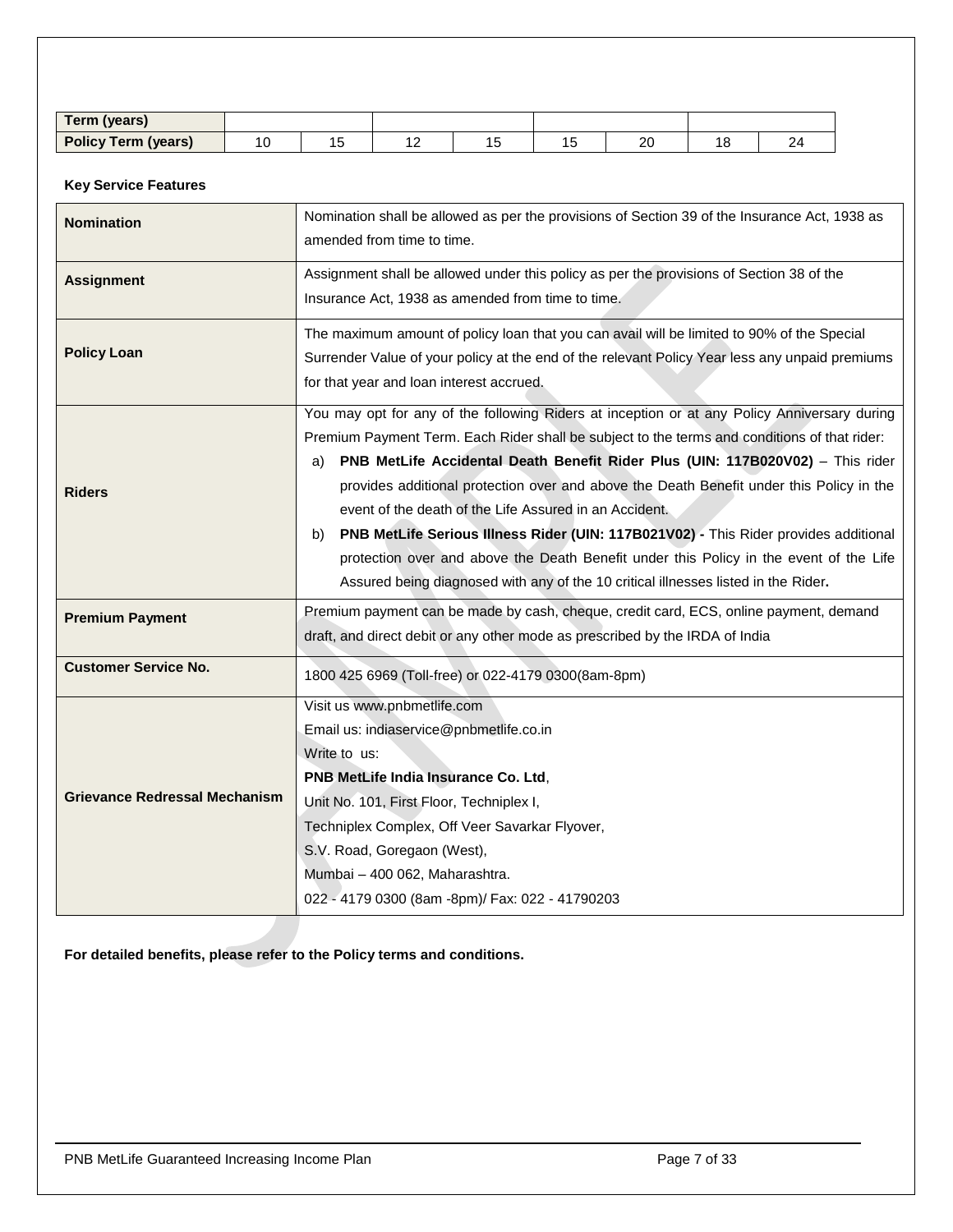| Term (years) | | | | | | | | |
|---|---|---|---|---|---|---|---|---|
| Policy Term (years) | 10 | 15 | 12 | 15 | 15 | 20 | 18 | 24 |

**Key Service Features**

| | |
|---|---|
| **Nomination** | Nomination shall be allowed as per the provisions of Section 39 of the Insurance Act, 1938 as amended from time to time. |
| **Assignment** | Assignment shall be allowed under this policy as per the provisions of Section 38 of the Insurance Act, 1938 as amended from time to time. |
| **Policy Loan** | The maximum amount of policy loan that you can avail will be limited to 90% of the Special Surrender Value of your policy at the end of the relevant Policy Year less any unpaid premiums for that year and loan interest accrued. |
| **Riders** | You may opt for any of the following Riders at inception or at any Policy Anniversary during Premium Payment Term. Each Rider shall be subject to the terms and conditions of that rider: a) **PNB MetLife Accidental Death Benefit Rider Plus (UIN: 117B020V02)** – This rider provides additional protection over and above the Death Benefit under this Policy in the event of the death of the Life Assured in an Accident. b) **PNB MetLife Serious Illness Rider (UIN: 117B021V02) -** This Rider provides additional protection over and above the Death Benefit under this Policy in the event of the Life Assured being diagnosed with any of the 10 critical illnesses listed in the Rider**.** |
| **Premium Payment** | Premium payment can be made by cash, cheque, credit card, ECS, online payment, demand draft, and direct debit or any other mode as prescribed by the IRDA of India |
| **Customer Service No.** | 1800 425 6969 (Toll-free) or 022-4179 0300(8am-8pm) |
| **Grievance Redressal Mechanism** | Visit us www.pnbmetlife.com<br>Email us: indiaservice@pnbmetlife.co.in<br>Write to us:<br>**PNB MetLife India Insurance Co. Ltd**,<br>Unit No. 101, First Floor, Techniplex I,<br>Techniplex Complex, Off Veer Savarkar Flyover,<br>S.V. Road, Goregaon (West),<br>Mumbai – 400 062, Maharashtra.<br>022 - 4179 0300 (8am -8pm)/ Fax: 022 - 41790203 |

**For detailed benefits, please refer to the Policy terms and conditions.**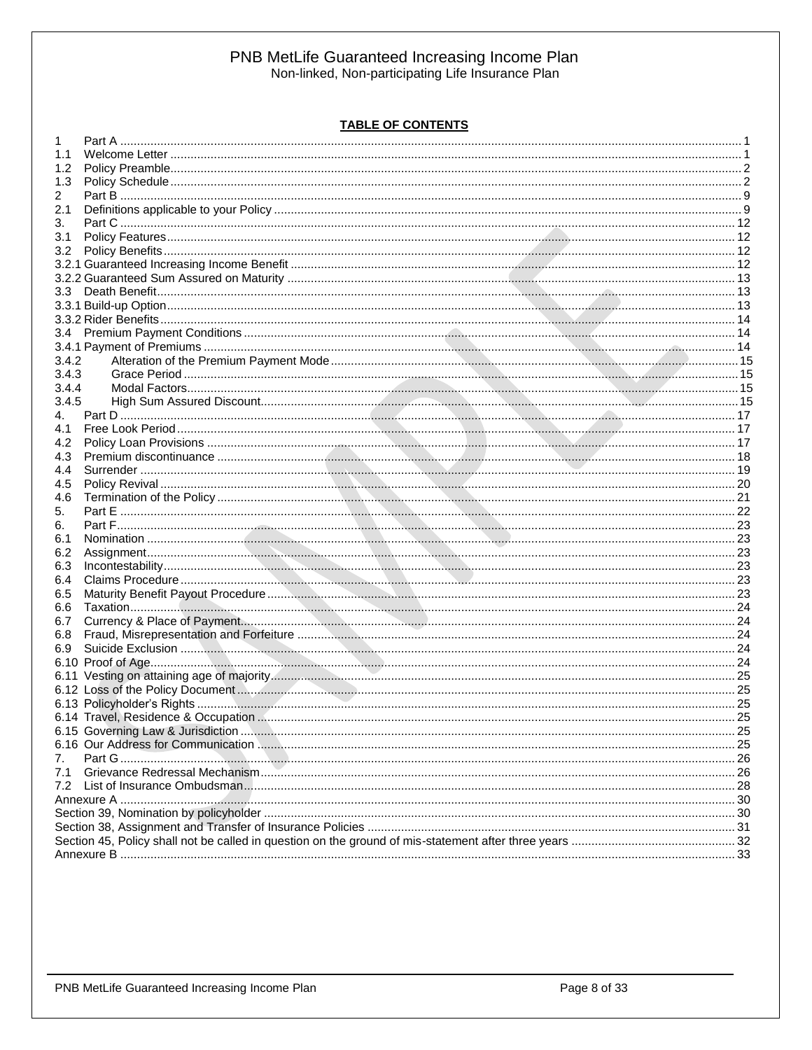# PNB MetLife Guaranteed Increasing Income Plan

Non-linked, Non-participating Life Insurance Plan

## TABLE OF CONTENTS

1 Part A ... 1
1.1 Welcome Letter ... 1
1.2 Policy Preamble ... 2
1.3 Policy Schedule ... 2
2 Part B ... 9
2.1 Definitions applicable to your Policy ... 9
3. Part C ... 12
3.1 Policy Features ... 12
3.2 Policy Benefits ... 12
3.2.1 Guaranteed Increasing Income Benefit ... 12
3.2.2 Guaranteed Sum Assured on Maturity ... 13
3.3 Death Benefit ... 13
3.3.1 Build-up Option ... 13
3.3.2 Rider Benefits ... 14
3.4 Premium Payment Conditions ... 14
3.4.1 Payment of Premiums ... 14
3.4.2 Alteration of the Premium Payment Mode ... 15
3.4.3 Grace Period ... 15
3.4.4 Modal Factors ... 15
3.4.5 High Sum Assured Discount ... 15
4. Part D ... 17
4.1 Free Look Period ... 17
4.2 Policy Loan Provisions ... 17
4.3 Premium discontinuance ... 18
4.4 Surrender ... 19
4.5 Policy Revival ... 20
4.6 Termination of the Policy ... 21
5. Part E ... 22
6. Part F ... 23
6.1 Nomination ... 23
6.2 Assignment ... 23
6.3 Incontestability ... 23
6.4 Claims Procedure ... 23
6.5 Maturity Benefit Payout Procedure ... 23
6.6 Taxation ... 24
6.7 Currency & Place of Payment ... 24
6.8 Fraud, Misrepresentation and Forfeiture ... 24
6.9 Suicide Exclusion ... 24
6.10 Proof of Age ... 24
6.11 Vesting on attaining age of majority ... 25
6.12 Loss of the Policy Document ... 25
6.13 Policyholder's Rights ... 25
6.14 Travel, Residence & Occupation ... 25
6.15 Governing Law & Jurisdiction ... 25
6.16 Our Address for Communication ... 25
7. Part G ... 26
7.1 Grievance Redressal Mechanism ... 26
7.2 List of Insurance Ombudsman ... 28
Annexure A ... 30
Section 39, Nomination by policyholder ... 30
Section 38, Assignment and Transfer of Insurance Policies ... 31
Section 45, Policy shall not be called in question on the ground of mis-statement after three years ... 32
Annexure B ... 33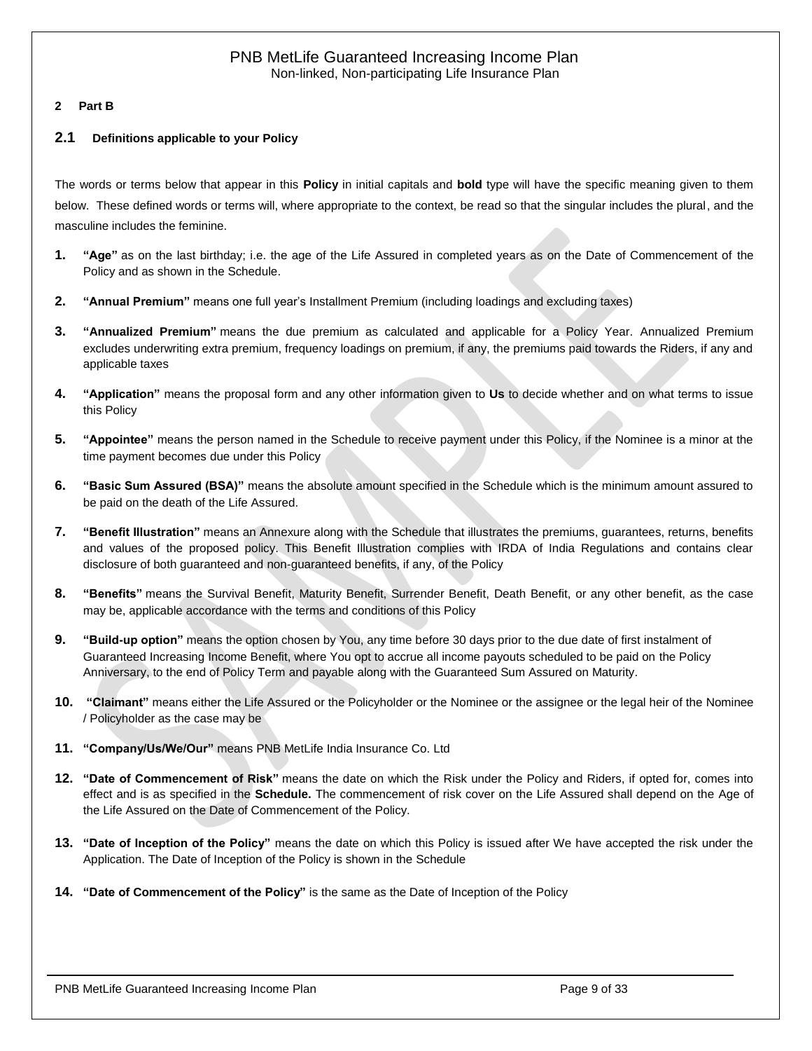**2 Part B**

### 2.1 Definitions applicable to your Policy

The words or terms below that appear in this **Policy** in initial capitals and **bold** type will have the specific meaning given to them below. These defined words or terms will, where appropriate to the context, be read so that the singular includes the plural, and the masculine includes the feminine.

1. **"Age"** as on the last birthday; i.e. the age of the Life Assured in completed years as on the Date of Commencement of the Policy and as shown in the Schedule.
2. **"Annual Premium"** means one full year's Installment Premium (including loadings and excluding taxes)
3. **"Annualized Premium"** means the due premium as calculated and applicable for a Policy Year. Annualized Premium excludes underwriting extra premium, frequency loadings on premium, if any, the premiums paid towards the Riders, if any and applicable taxes
4. **"Application"** means the proposal form and any other information given to **Us** to decide whether and on what terms to issue this Policy
5. **"Appointee"** means the person named in the Schedule to receive payment under this Policy, if the Nominee is a minor at the time payment becomes due under this Policy
6. **"Basic Sum Assured (BSA)"** means the absolute amount specified in the Schedule which is the minimum amount assured to be paid on the death of the Life Assured.
7. **"Benefit Illustration"** means an Annexure along with the Schedule that illustrates the premiums, guarantees, returns, benefits and values of the proposed policy. This Benefit Illustration complies with IRDA of India Regulations and contains clear disclosure of both guaranteed and non-guaranteed benefits, if any, of the Policy
8. **"Benefits"** means the Survival Benefit, Maturity Benefit, Surrender Benefit, Death Benefit, or any other benefit, as the case may be, applicable accordance with the terms and conditions of this Policy
9. **"Build-up option"** means the option chosen by You, any time before 30 days prior to the due date of first instalment of Guaranteed Increasing Income Benefit, where You opt to accrue all income payouts scheduled to be paid on the Policy Anniversary, to the end of Policy Term and payable along with the Guaranteed Sum Assured on Maturity.
10. **"Claimant"** means either the Life Assured or the Policyholder or the Nominee or the assignee or the legal heir of the Nominee / Policyholder as the case may be
11. **"Company/Us/We/Our"** means PNB MetLife India Insurance Co. Ltd
12. **"Date of Commencement of Risk"** means the date on which the Risk under the Policy and Riders, if opted for, comes into effect and is as specified in the **Schedule.** The commencement of risk cover on the Life Assured shall depend on the Age of the Life Assured on the Date of Commencement of the Policy.
13. **"Date of Inception of the Policy"** means the date on which this Policy is issued after We have accepted the risk under the Application. The Date of Inception of the Policy is shown in the Schedule
14. **"Date of Commencement of the Policy"** is the same as the Date of Inception of the Policy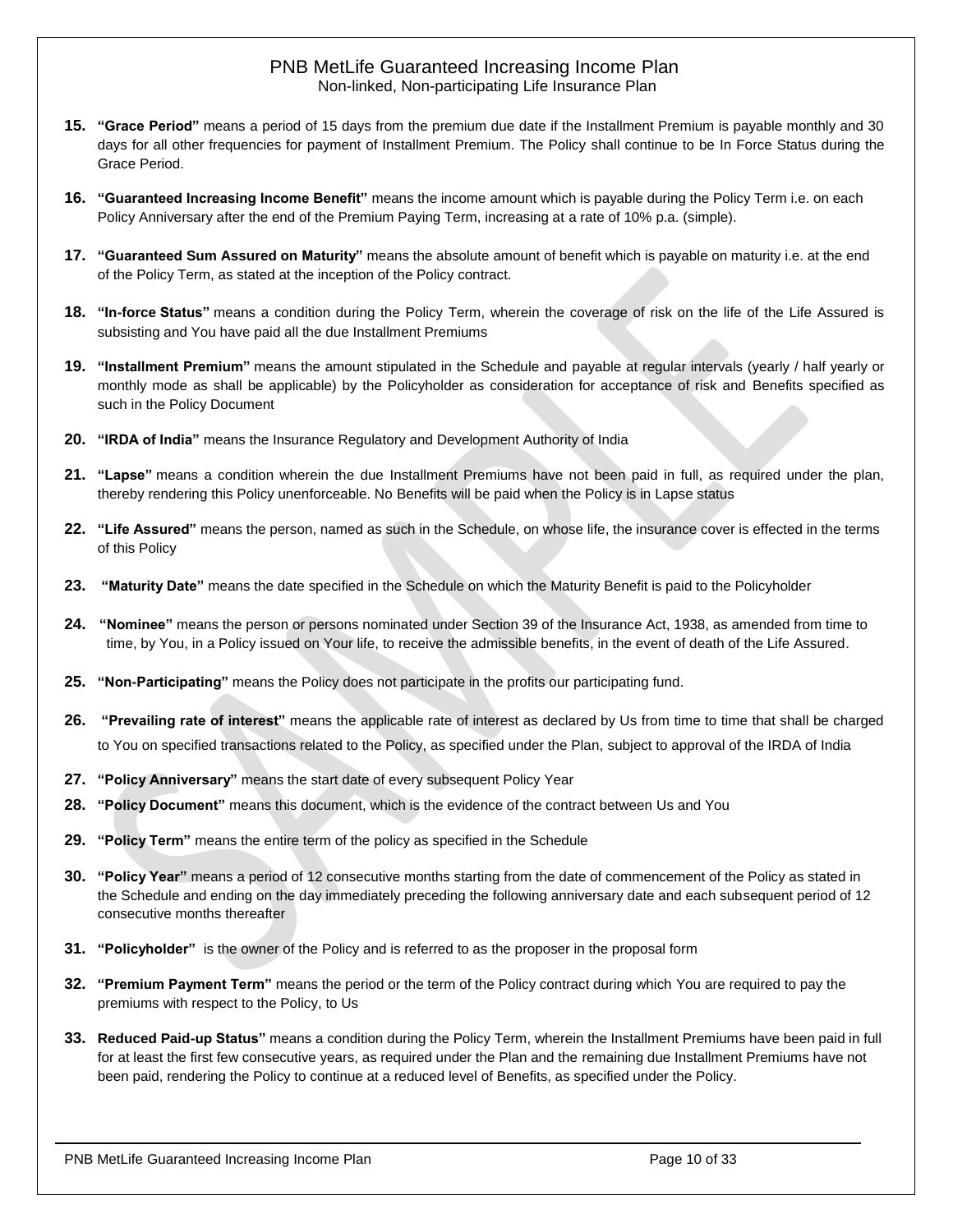15. **"Grace Period"** means a period of 15 days from the premium due date if the Installment Premium is payable monthly and 30 days for all other frequencies for payment of Installment Premium. The Policy shall continue to be In Force Status during the Grace Period.

16. **"Guaranteed Increasing Income Benefit"** means the income amount which is payable during the Policy Term i.e. on each Policy Anniversary after the end of the Premium Paying Term, increasing at a rate of 10% p.a. (simple).

17. **"Guaranteed Sum Assured on Maturity"** means the absolute amount of benefit which is payable on maturity i.e. at the end of the Policy Term, as stated at the inception of the Policy contract.

18. **"In-force Status"** means a condition during the Policy Term, wherein the coverage of risk on the life of the Life Assured is subsisting and You have paid all the due Installment Premiums

19. **"Installment Premium"** means the amount stipulated in the Schedule and payable at regular intervals (yearly / half yearly or monthly mode as shall be applicable) by the Policyholder as consideration for acceptance of risk and Benefits specified as such in the Policy Document

20. **"IRDA of India"** means the Insurance Regulatory and Development Authority of India

21. **"Lapse"** means a condition wherein the due Installment Premiums have not been paid in full, as required under the plan, thereby rendering this Policy unenforceable. No Benefits will be paid when the Policy is in Lapse status

22. **"Life Assured"** means the person, named as such in the Schedule, on whose life, the insurance cover is effected in the terms of this Policy

23. **"Maturity Date"** means the date specified in the Schedule on which the Maturity Benefit is paid to the Policyholder

24. **"Nominee"** means the person or persons nominated under Section 39 of the Insurance Act, 1938, as amended from time to time, by You, in a Policy issued on Your life, to receive the admissible benefits, in the event of death of the Life Assured.

25. **"Non-Participating"** means the Policy does not participate in the profits our participating fund.

26. **"Prevailing rate of interest"** means the applicable rate of interest as declared by Us from time to time that shall be charged to You on specified transactions related to the Policy, as specified under the Plan, subject to approval of the IRDA of India

27. **"Policy Anniversary"** means the start date of every subsequent Policy Year

28. **"Policy Document"** means this document, which is the evidence of the contract between Us and You

29. **"Policy Term"** means the entire term of the policy as specified in the Schedule

30. **"Policy Year"** means a period of 12 consecutive months starting from the date of commencement of the Policy as stated in the Schedule and ending on the day immediately preceding the following anniversary date and each subsequent period of 12 consecutive months thereafter

31. **"Policyholder"** is the owner of the Policy and is referred to as the proposer in the proposal form

32. **"Premium Payment Term"** means the period or the term of the Policy contract during which You are required to pay the premiums with respect to the Policy, to Us

33. **Reduced Paid-up Status"** means a condition during the Policy Term, wherein the Installment Premiums have been paid in full for at least the first few consecutive years, as required under the Plan and the remaining due Installment Premiums have not been paid, rendering the Policy to continue at a reduced level of Benefits, as specified under the Policy.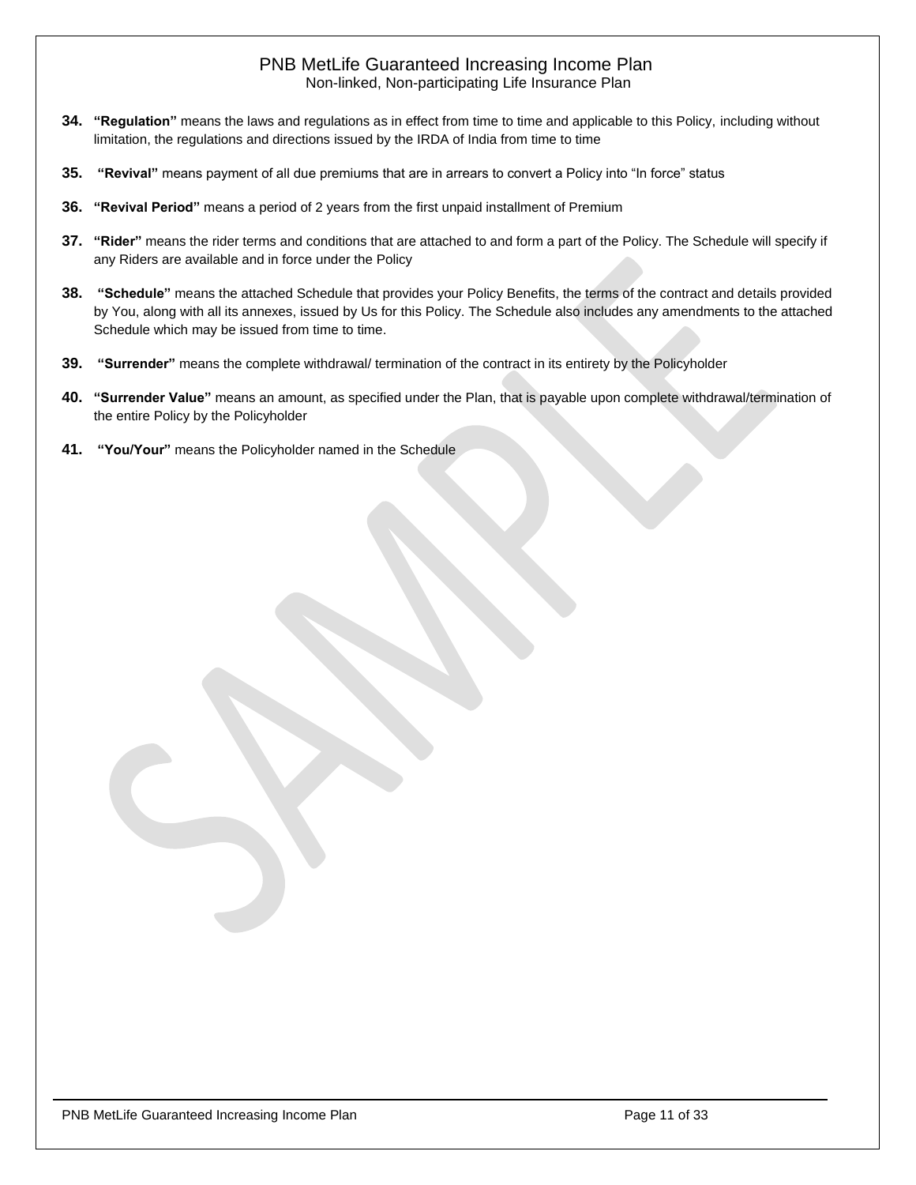34. **"Regulation"** means the laws and regulations as in effect from time to time and applicable to this Policy, including without limitation, the regulations and directions issued by the IRDA of India from time to time

35. **"Revival"** means payment of all due premiums that are in arrears to convert a Policy into "In force" status

36. **"Revival Period"** means a period of 2 years from the first unpaid installment of Premium

37. **"Rider"** means the rider terms and conditions that are attached to and form a part of the Policy. The Schedule will specify if any Riders are available and in force under the Policy

38. **"Schedule"** means the attached Schedule that provides your Policy Benefits, the terms of the contract and details provided by You, along with all its annexes, issued by Us for this Policy. The Schedule also includes any amendments to the attached Schedule which may be issued from time to time.

39. **"Surrender"** means the complete withdrawal/ termination of the contract in its entirety by the Policyholder

40. **"Surrender Value"** means an amount, as specified under the Plan, that is payable upon complete withdrawal/termination of the entire Policy by the Policyholder

41. **"You/Your"** means the Policyholder named in the Schedule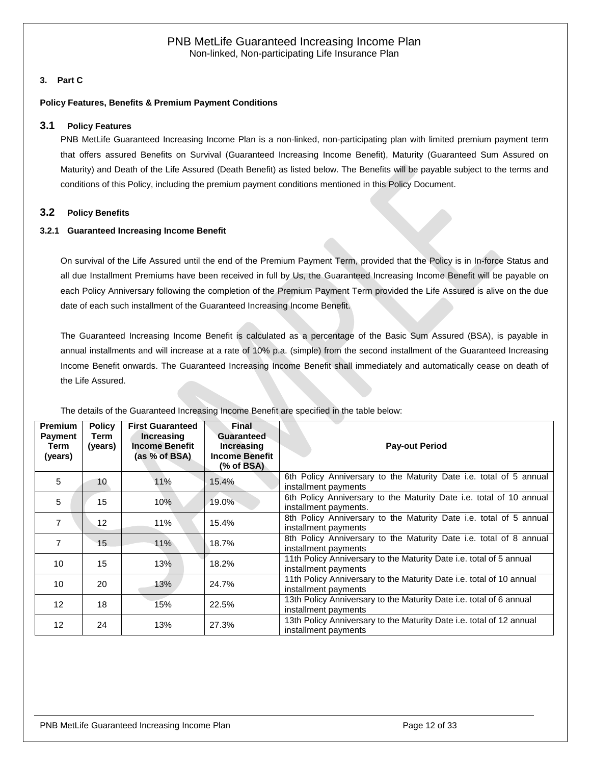## 3. Part C

**Policy Features, Benefits & Premium Payment Conditions**

### 3.1 Policy Features

PNB MetLife Guaranteed Increasing Income Plan is a non-linked, non-participating plan with limited premium payment term that offers assured Benefits on Survival (Guaranteed Increasing Income Benefit), Maturity (Guaranteed Sum Assured on Maturity) and Death of the Life Assured (Death Benefit) as listed below. The Benefits will be payable subject to the terms and conditions of this Policy, including the premium payment conditions mentioned in this Policy Document.

### 3.2 Policy Benefits

#### 3.2.1 Guaranteed Increasing Income Benefit

On survival of the Life Assured until the end of the Premium Payment Term, provided that the Policy is in In-force Status and all due Installment Premiums have been received in full by Us, the Guaranteed Increasing Income Benefit will be payable on each Policy Anniversary following the completion of the Premium Payment Term provided the Life Assured is alive on the due date of each such installment of the Guaranteed Increasing Income Benefit.

The Guaranteed Increasing Income Benefit is calculated as a percentage of the Basic Sum Assured (BSA), is payable in annual installments and will increase at a rate of 10% p.a. (simple) from the second installment of the Guaranteed Increasing Income Benefit onwards. The Guaranteed Increasing Income Benefit shall immediately and automatically cease on death of the Life Assured.

The details of the Guaranteed Increasing Income Benefit are specified in the table below:

| Premium Payment Term (years) | Policy Term (years) | First Guaranteed Increasing Income Benefit (as % of BSA) | Final Guaranteed Increasing Income Benefit (% of BSA) | Pay-out Period |
|---|---|---|---|---|
| 5 | 10 | 11% | 15.4% | 6th Policy Anniversary to the Maturity Date i.e. total of 5 annual installment payments |
| 5 | 15 | 10% | 19.0% | 6th Policy Anniversary to the Maturity Date i.e. total of 10 annual installment payments. |
| 7 | 12 | 11% | 15.4% | 8th Policy Anniversary to the Maturity Date i.e. total of 5 annual installment payments |
| 7 | 15 | 11% | 18.7% | 8th Policy Anniversary to the Maturity Date i.e. total of 8 annual installment payments |
| 10 | 15 | 13% | 18.2% | 11th Policy Anniversary to the Maturity Date i.e. total of 5 annual installment payments |
| 10 | 20 | 13% | 24.7% | 11th Policy Anniversary to the Maturity Date i.e. total of 10 annual installment payments |
| 12 | 18 | 15% | 22.5% | 13th Policy Anniversary to the Maturity Date i.e. total of 6 annual installment payments |
| 12 | 24 | 13% | 27.3% | 13th Policy Anniversary to the Maturity Date i.e. total of 12 annual installment payments |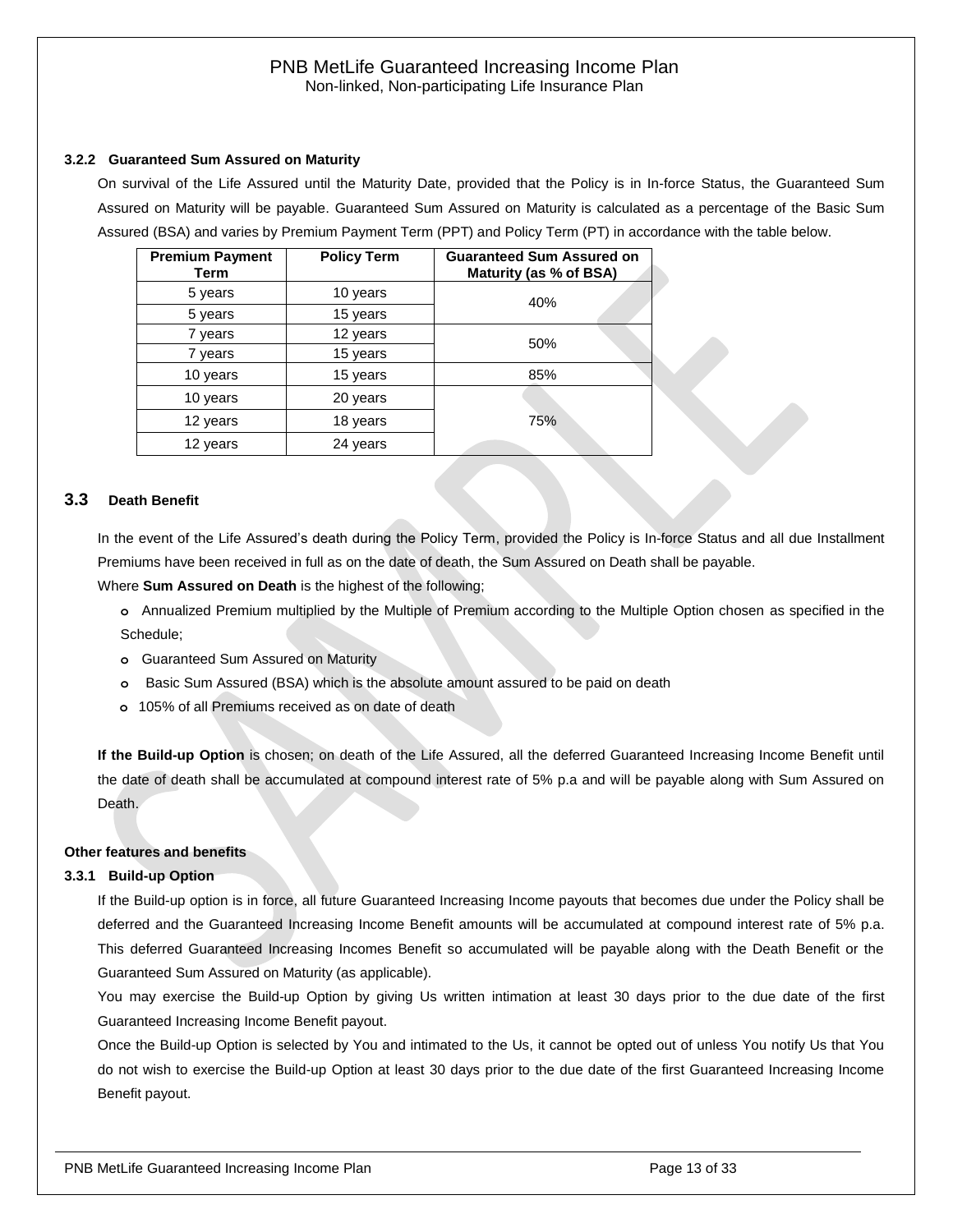### 3.2.2 Guaranteed Sum Assured on Maturity

On survival of the Life Assured until the Maturity Date, provided that the Policy is in In-force Status, the Guaranteed Sum Assured on Maturity will be payable. Guaranteed Sum Assured on Maturity is calculated as a percentage of the Basic Sum Assured (BSA) and varies by Premium Payment Term (PPT) and Policy Term (PT) in accordance with the table below.

| Premium Payment Term | Policy Term | Guaranteed Sum Assured on Maturity (as % of BSA) |
|---|---|---|
| 5 years | 10 years | 40% |
| 5 years | 15 years | |
| 7 years | 12 years | 50% |
| 7 years | 15 years | |
| 10 years | 15 years | 85% |
| 10 years | 20 years | 75% |
| 12 years | 18 years | |
| 12 years | 24 years | |

## 3.3 Death Benefit

In the event of the Life Assured's death during the Policy Term, provided the Policy is In-force Status and all due Installment Premiums have been received in full as on the date of death, the Sum Assured on Death shall be payable.

Where **Sum Assured on Death** is the highest of the following;

- Annualized Premium multiplied by the Multiple of Premium according to the Multiple Option chosen as specified in the Schedule;
- Guaranteed Sum Assured on Maturity
- Basic Sum Assured (BSA) which is the absolute amount assured to be paid on death
- 105% of all Premiums received as on date of death

**If the Build-up Option** is chosen; on death of the Life Assured, all the deferred Guaranteed Increasing Income Benefit until the date of death shall be accumulated at compound interest rate of 5% p.a and will be payable along with Sum Assured on Death.

**Other features and benefits**

### 3.3.1 Build-up Option

If the Build-up option is in force, all future Guaranteed Increasing Income payouts that becomes due under the Policy shall be deferred and the Guaranteed Increasing Income Benefit amounts will be accumulated at compound interest rate of 5% p.a. This deferred Guaranteed Increasing Incomes Benefit so accumulated will be payable along with the Death Benefit or the Guaranteed Sum Assured on Maturity (as applicable).

You may exercise the Build-up Option by giving Us written intimation at least 30 days prior to the due date of the first Guaranteed Increasing Income Benefit payout.

Once the Build-up Option is selected by You and intimated to the Us, it cannot be opted out of unless You notify Us that You do not wish to exercise the Build-up Option at least 30 days prior to the due date of the first Guaranteed Increasing Income Benefit payout.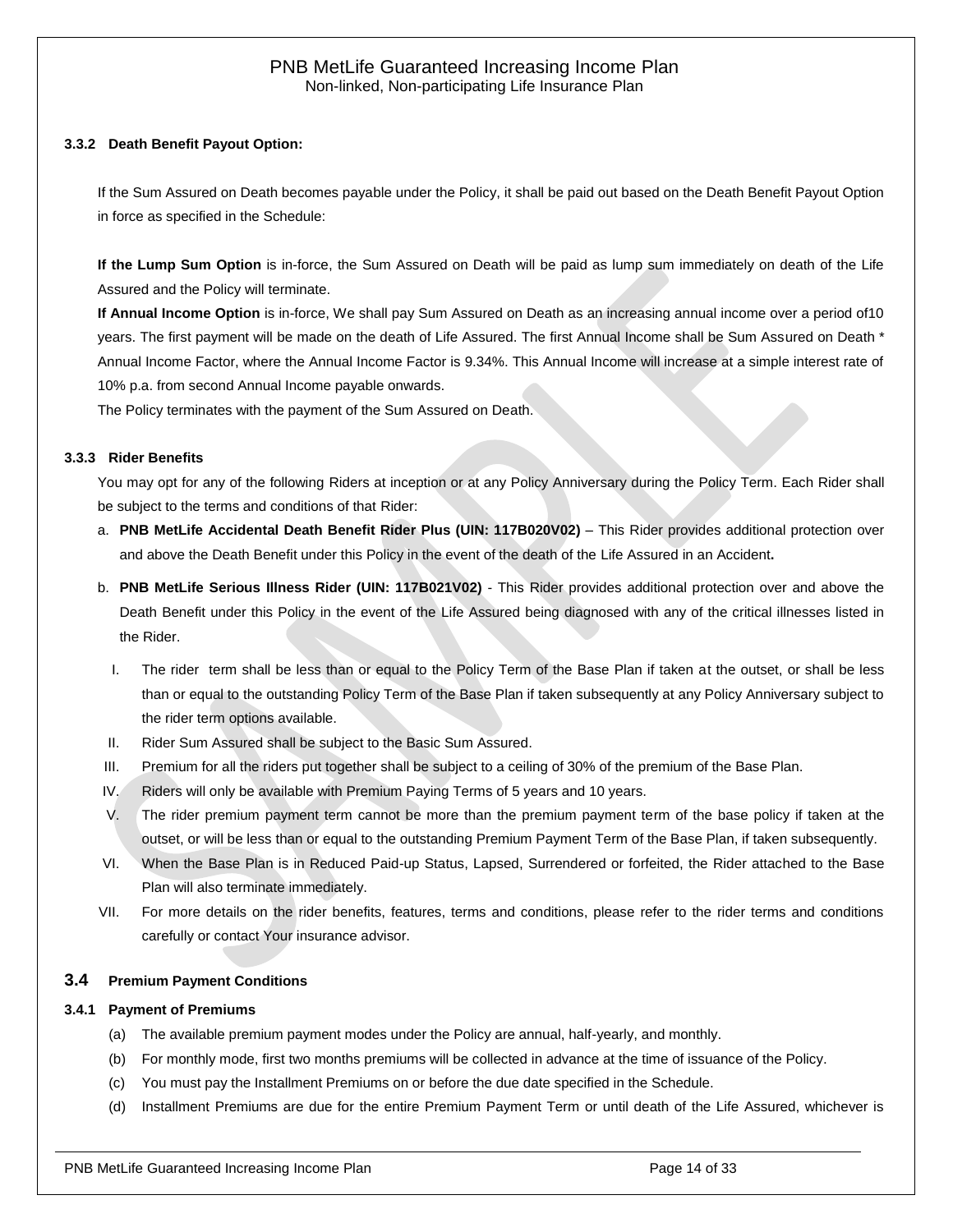#### 3.3.2 Death Benefit Payout Option:

If the Sum Assured on Death becomes payable under the Policy, it shall be paid out based on the Death Benefit Payout Option in force as specified in the Schedule:

**If the Lump Sum Option** is in-force, the Sum Assured on Death will be paid as lump sum immediately on death of the Life Assured and the Policy will terminate.

**If Annual Income Option** is in-force, We shall pay Sum Assured on Death as an increasing annual income over a period of10 years. The first payment will be made on the death of Life Assured. The first Annual Income shall be Sum Assured on Death * Annual Income Factor, where the Annual Income Factor is 9.34%. This Annual Income will increase at a simple interest rate of 10% p.a. from second Annual Income payable onwards.

The Policy terminates with the payment of the Sum Assured on Death.

#### 3.3.3 Rider Benefits

You may opt for any of the following Riders at inception or at any Policy Anniversary during the Policy Term. Each Rider shall be subject to the terms and conditions of that Rider:

a. **PNB MetLife Accidental Death Benefit Rider Plus (UIN: 117B020V02)** – This Rider provides additional protection over and above the Death Benefit under this Policy in the event of the death of the Life Assured in an Accident**.**

b. **PNB MetLife Serious Illness Rider (UIN: 117B021V02)** - This Rider provides additional protection over and above the Death Benefit under this Policy in the event of the Life Assured being diagnosed with any of the critical illnesses listed in the Rider.

I. The rider term shall be less than or equal to the Policy Term of the Base Plan if taken at the outset, or shall be less than or equal to the outstanding Policy Term of the Base Plan if taken subsequently at any Policy Anniversary subject to the rider term options available.

II. Rider Sum Assured shall be subject to the Basic Sum Assured.

III. Premium for all the riders put together shall be subject to a ceiling of 30% of the premium of the Base Plan.

IV. Riders will only be available with Premium Paying Terms of 5 years and 10 years.

V. The rider premium payment term cannot be more than the premium payment term of the base policy if taken at the outset, or will be less than or equal to the outstanding Premium Payment Term of the Base Plan, if taken subsequently.

VI. When the Base Plan is in Reduced Paid-up Status, Lapsed, Surrendered or forfeited, the Rider attached to the Base Plan will also terminate immediately.

VII. For more details on the rider benefits, features, terms and conditions, please refer to the rider terms and conditions carefully or contact Your insurance advisor.

### 3.4 Premium Payment Conditions

#### 3.4.1 Payment of Premiums

(a) The available premium payment modes under the Policy are annual, half-yearly, and monthly.

(b) For monthly mode, first two months premiums will be collected in advance at the time of issuance of the Policy.

(c) You must pay the Installment Premiums on or before the due date specified in the Schedule.

(d) Installment Premiums are due for the entire Premium Payment Term or until death of the Life Assured, whichever is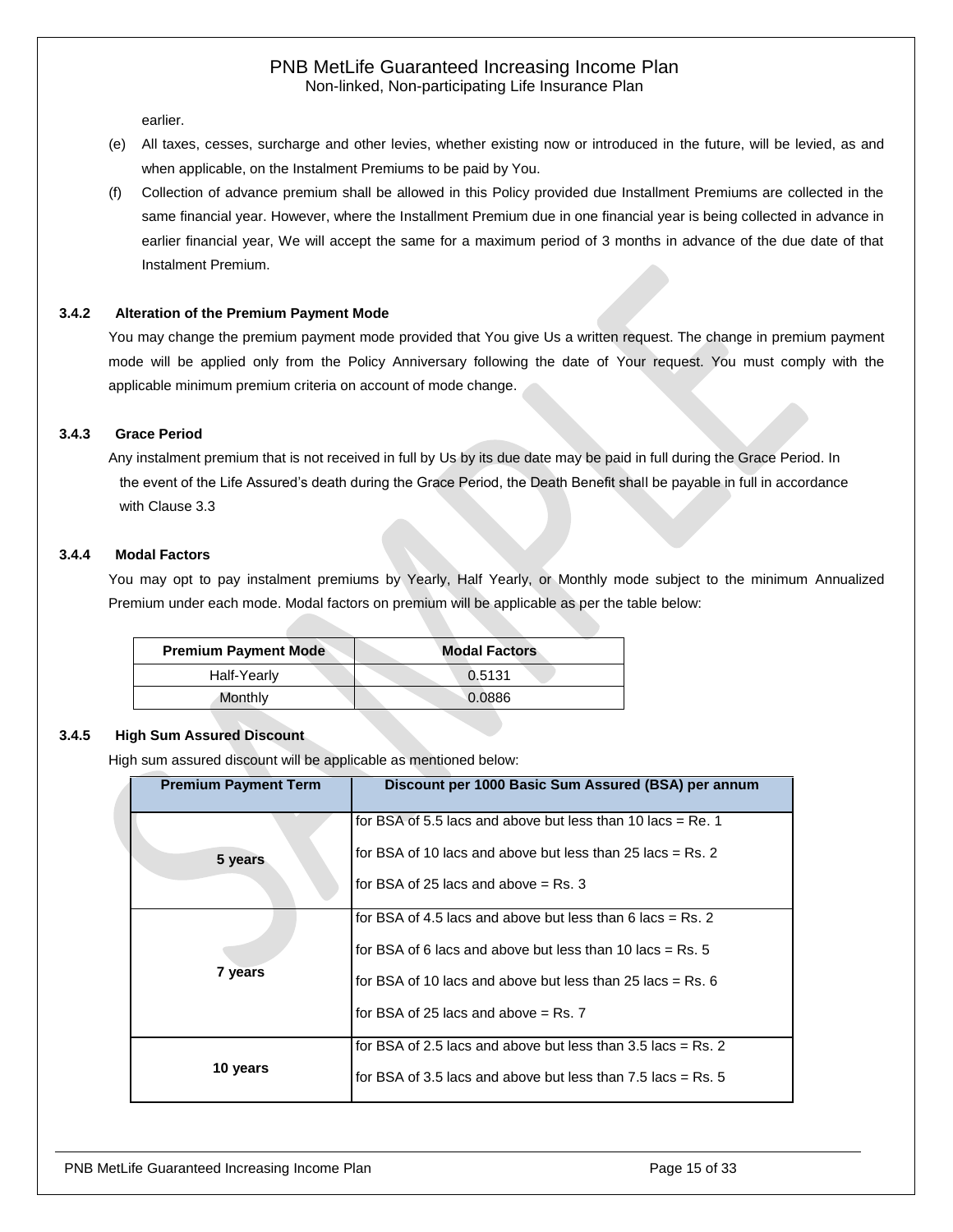earlier.

(e) All taxes, cesses, surcharge and other levies, whether existing now or introduced in the future, will be levied, as and when applicable, on the Instalment Premiums to be paid by You.

(f) Collection of advance premium shall be allowed in this Policy provided due Installment Premiums are collected in the same financial year. However, where the Installment Premium due in one financial year is being collected in advance in earlier financial year, We will accept the same for a maximum period of 3 months in advance of the due date of that Instalment Premium.

**3.4.2 Alteration of the Premium Payment Mode**

You may change the premium payment mode provided that You give Us a written request. The change in premium payment mode will be applied only from the Policy Anniversary following the date of Your request. You must comply with the applicable minimum premium criteria on account of mode change.

**3.4.3 Grace Period**

Any instalment premium that is not received in full by Us by its due date may be paid in full during the Grace Period. In the event of the Life Assured's death during the Grace Period, the Death Benefit shall be payable in full in accordance with Clause 3.3

**3.4.4 Modal Factors**

You may opt to pay instalment premiums by Yearly, Half Yearly, or Monthly mode subject to the minimum Annualized Premium under each mode. Modal factors on premium will be applicable as per the table below:

| Premium Payment Mode | Modal Factors |
|---|---|
| Half-Yearly | 0.5131 |
| Monthly | 0.0886 |

**3.4.5 High Sum Assured Discount**

High sum assured discount will be applicable as mentioned below:

| Premium Payment Term | Discount per 1000 Basic Sum Assured (BSA) per annum |
|---|---|
| 5 years | for BSA of 5.5 lacs and above but less than 10 lacs = Re. 1<br>for BSA of 10 lacs and above but less than 25 lacs = Rs. 2<br>for BSA of 25 lacs and above = Rs. 3 |
| 7 years | for BSA of 4.5 lacs and above but less than 6 lacs = Rs. 2<br>for BSA of 6 lacs and above but less than 10 lacs = Rs. 5<br>for BSA of 10 lacs and above but less than 25 lacs = Rs. 6<br>for BSA of 25 lacs and above = Rs. 7 |
| 10 years | for BSA of 2.5 lacs and above but less than 3.5 lacs = Rs. 2<br>for BSA of 3.5 lacs and above but less than 7.5 lacs = Rs. 5 |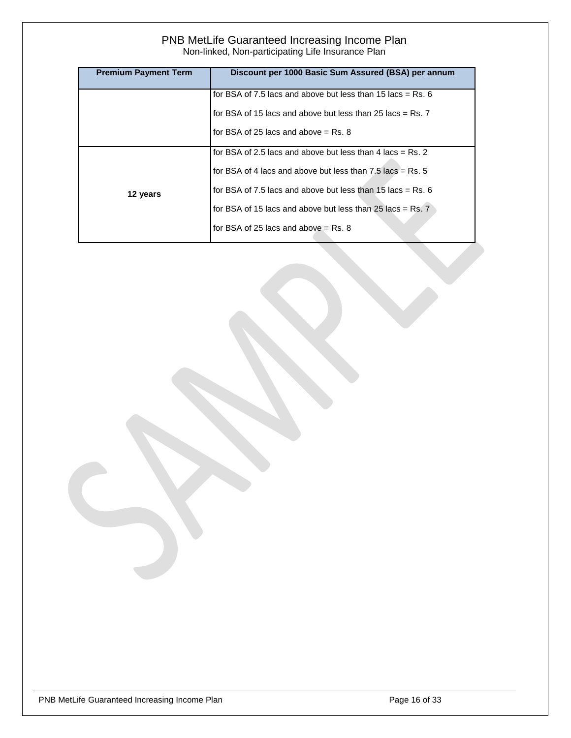| Premium Payment Term | Discount per 1000 Basic Sum Assured (BSA) per annum |
|---|---|
| | for BSA of 7.5 lacs and above but less than 15 lacs = Rs. 6<br><br>for BSA of 15 lacs and above but less than 25 lacs = Rs. 7<br><br>for BSA of 25 lacs and above = Rs. 8 |
| **12 years** | for BSA of 2.5 lacs and above but less than 4 lacs = Rs. 2<br><br>for BSA of 4 lacs and above but less than 7.5 lacs = Rs. 5<br><br>for BSA of 7.5 lacs and above but less than 15 lacs = Rs. 6<br><br>for BSA of 15 lacs and above but less than 25 lacs = Rs. 7<br><br>for BSA of 25 lacs and above = Rs. 8 |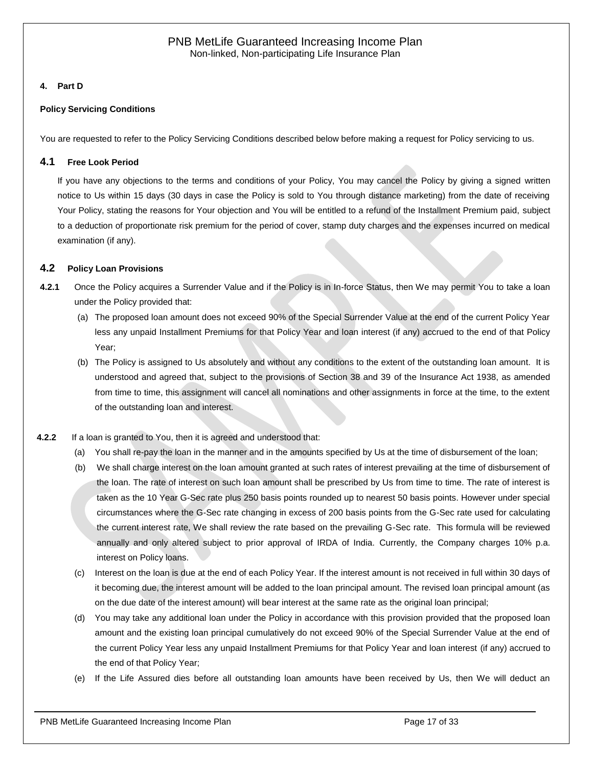#### 4. Part D

**Policy Servicing Conditions**

You are requested to refer to the Policy Servicing Conditions described below before making a request for Policy servicing to us.

### 4.1 Free Look Period

If you have any objections to the terms and conditions of your Policy, You may cancel the Policy by giving a signed written notice to Us within 15 days (30 days in case the Policy is sold to You through distance marketing) from the date of receiving Your Policy, stating the reasons for Your objection and You will be entitled to a refund of the Installment Premium paid, subject to a deduction of proportionate risk premium for the period of cover, stamp duty charges and the expenses incurred on medical examination (if any).

### 4.2 Policy Loan Provisions

**4.2.1** Once the Policy acquires a Surrender Value and if the Policy is in In-force Status, then We may permit You to take a loan under the Policy provided that:

(a) The proposed loan amount does not exceed 90% of the Special Surrender Value at the end of the current Policy Year less any unpaid Installment Premiums for that Policy Year and loan interest (if any) accrued to the end of that Policy Year;

(b) The Policy is assigned to Us absolutely and without any conditions to the extent of the outstanding loan amount. It is understood and agreed that, subject to the provisions of Section 38 and 39 of the Insurance Act 1938, as amended from time to time, this assignment will cancel all nominations and other assignments in force at the time, to the extent of the outstanding loan and interest.

**4.2.2** If a loan is granted to You, then it is agreed and understood that:

(a) You shall re-pay the loan in the manner and in the amounts specified by Us at the time of disbursement of the loan;

(b) We shall charge interest on the loan amount granted at such rates of interest prevailing at the time of disbursement of the loan. The rate of interest on such loan amount shall be prescribed by Us from time to time. The rate of interest is taken as the 10 Year G-Sec rate plus 250 basis points rounded up to nearest 50 basis points. However under special circumstances where the G-Sec rate changing in excess of 200 basis points from the G-Sec rate used for calculating the current interest rate, We shall review the rate based on the prevailing G-Sec rate. This formula will be reviewed annually and only altered subject to prior approval of IRDA of India. Currently, the Company charges 10% p.a. interest on Policy loans.

(c) Interest on the loan is due at the end of each Policy Year. If the interest amount is not received in full within 30 days of it becoming due, the interest amount will be added to the loan principal amount. The revised loan principal amount (as on the due date of the interest amount) will bear interest at the same rate as the original loan principal;

(d) You may take any additional loan under the Policy in accordance with this provision provided that the proposed loan amount and the existing loan principal cumulatively do not exceed 90% of the Special Surrender Value at the end of the current Policy Year less any unpaid Installment Premiums for that Policy Year and loan interest (if any) accrued to the end of that Policy Year;

(e) If the Life Assured dies before all outstanding loan amounts have been received by Us, then We will deduct an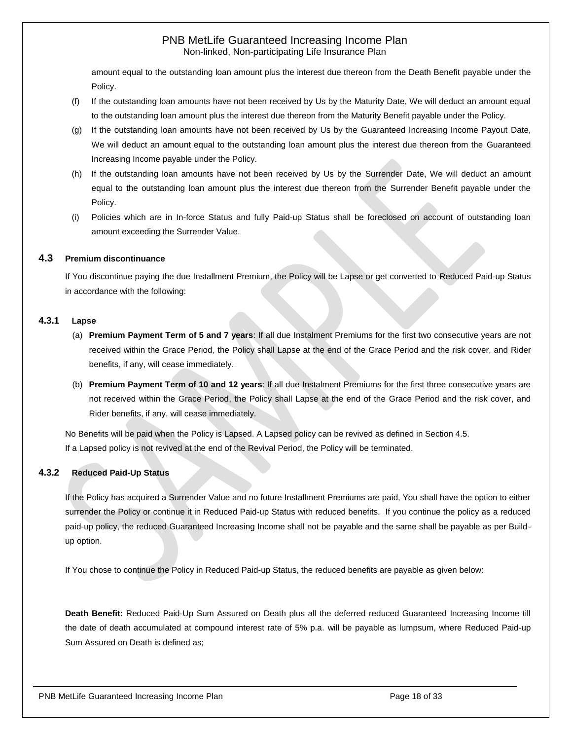amount equal to the outstanding loan amount plus the interest due thereon from the Death Benefit payable under the Policy.

(f) If the outstanding loan amounts have not been received by Us by the Maturity Date, We will deduct an amount equal to the outstanding loan amount plus the interest due thereon from the Maturity Benefit payable under the Policy.

(g) If the outstanding loan amounts have not been received by Us by the Guaranteed Increasing Income Payout Date, We will deduct an amount equal to the outstanding loan amount plus the interest due thereon from the Guaranteed Increasing Income payable under the Policy.

(h) If the outstanding loan amounts have not been received by Us by the Surrender Date, We will deduct an amount equal to the outstanding loan amount plus the interest due thereon from the Surrender Benefit payable under the Policy.

(i) Policies which are in In-force Status and fully Paid-up Status shall be foreclosed on account of outstanding loan amount exceeding the Surrender Value.

### 4.3 Premium discontinuance

If You discontinue paying the due Installment Premium, the Policy will be Lapse or get converted to Reduced Paid-up Status in accordance with the following:

#### 4.3.1 Lapse

(a) **Premium Payment Term of 5 and 7 years**: If all due Instalment Premiums for the first two consecutive years are not received within the Grace Period, the Policy shall Lapse at the end of the Grace Period and the risk cover, and Rider benefits, if any, will cease immediately.

(b) **Premium Payment Term of 10 and 12 years**: If all due Instalment Premiums for the first three consecutive years are not received within the Grace Period, the Policy shall Lapse at the end of the Grace Period and the risk cover, and Rider benefits, if any, will cease immediately.

No Benefits will be paid when the Policy is Lapsed. A Lapsed policy can be revived as defined in Section 4.5.
If a Lapsed policy is not revived at the end of the Revival Period, the Policy will be terminated.

#### 4.3.2 Reduced Paid-Up Status

If the Policy has acquired a Surrender Value and no future Installment Premiums are paid, You shall have the option to either surrender the Policy or continue it in Reduced Paid-up Status with reduced benefits. If you continue the policy as a reduced paid-up policy, the reduced Guaranteed Increasing Income shall not be payable and the same shall be payable as per Build-up option.

If You chose to continue the Policy in Reduced Paid-up Status, the reduced benefits are payable as given below:

**Death Benefit:** Reduced Paid-Up Sum Assured on Death plus all the deferred reduced Guaranteed Increasing Income till the date of death accumulated at compound interest rate of 5% p.a. will be payable as lumpsum, where Reduced Paid-up Sum Assured on Death is defined as;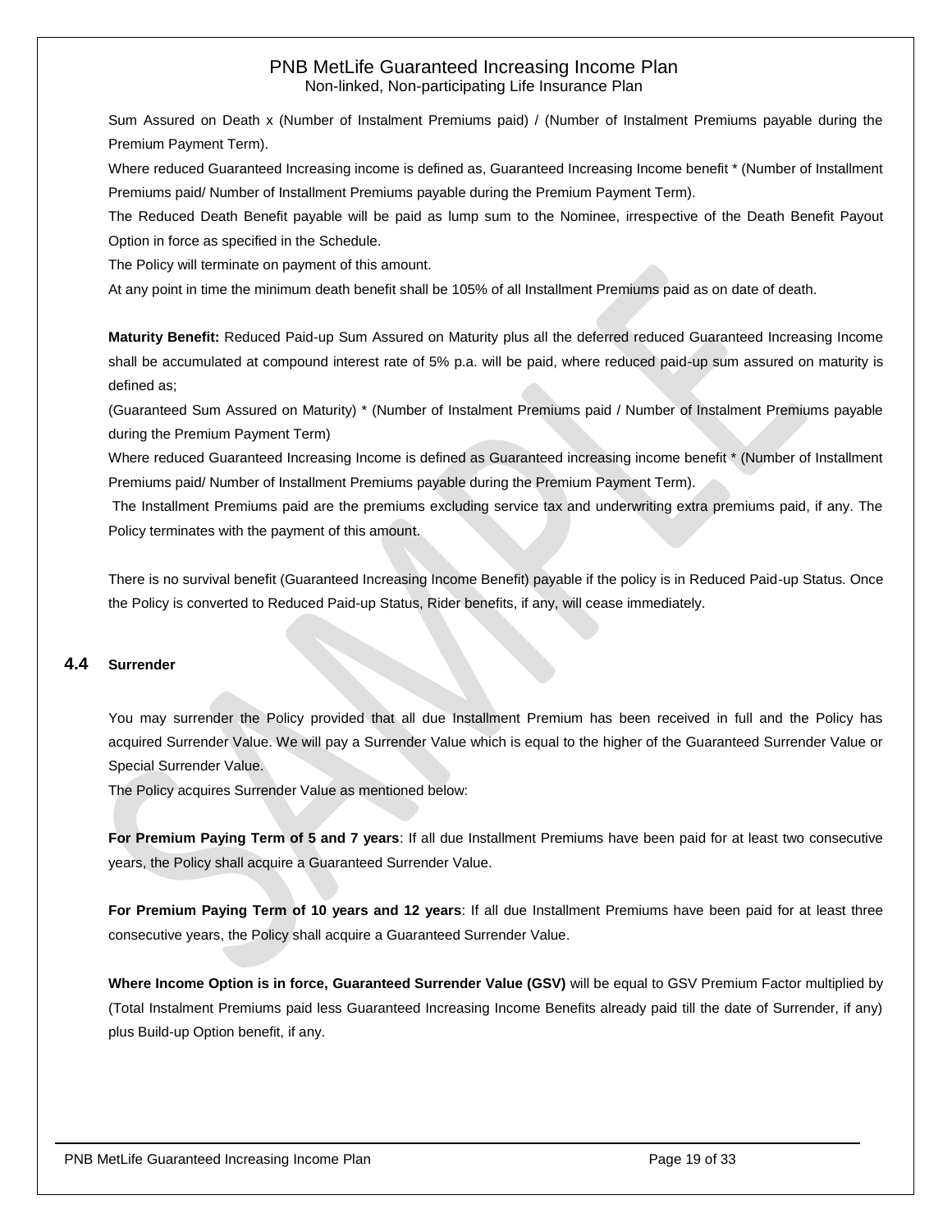Sum Assured on Death x (Number of Instalment Premiums paid) / (Number of Instalment Premiums payable during the Premium Payment Term).

Where reduced Guaranteed Increasing income is defined as, Guaranteed Increasing Income benefit * (Number of Installment Premiums paid/ Number of Installment Premiums payable during the Premium Payment Term).

The Reduced Death Benefit payable will be paid as lump sum to the Nominee, irrespective of the Death Benefit Payout Option in force as specified in the Schedule.

The Policy will terminate on payment of this amount.

At any point in time the minimum death benefit shall be 105% of all Installment Premiums paid as on date of death.

**Maturity Benefit:** Reduced Paid-up Sum Assured on Maturity plus all the deferred reduced Guaranteed Increasing Income shall be accumulated at compound interest rate of 5% p.a. will be paid, where reduced paid-up sum assured on maturity is defined as;

(Guaranteed Sum Assured on Maturity) * (Number of Instalment Premiums paid / Number of Instalment Premiums payable during the Premium Payment Term)

Where reduced Guaranteed Increasing Income is defined as Guaranteed increasing income benefit * (Number of Installment Premiums paid/ Number of Installment Premiums payable during the Premium Payment Term).

The Installment Premiums paid are the premiums excluding service tax and underwriting extra premiums paid, if any. The Policy terminates with the payment of this amount.

There is no survival benefit (Guaranteed Increasing Income Benefit) payable if the policy is in Reduced Paid-up Status. Once the Policy is converted to Reduced Paid-up Status, Rider benefits, if any, will cease immediately.

## 4.4 Surrender

You may surrender the Policy provided that all due Installment Premium has been received in full and the Policy has acquired Surrender Value. We will pay a Surrender Value which is equal to the higher of the Guaranteed Surrender Value or Special Surrender Value.

The Policy acquires Surrender Value as mentioned below:

**For Premium Paying Term of 5 and 7 years**: If all due Installment Premiums have been paid for at least two consecutive years, the Policy shall acquire a Guaranteed Surrender Value.

**For Premium Paying Term of 10 years and 12 years**: If all due Installment Premiums have been paid for at least three consecutive years, the Policy shall acquire a Guaranteed Surrender Value.

**Where Income Option is in force, Guaranteed Surrender Value (GSV)** will be equal to GSV Premium Factor multiplied by (Total Instalment Premiums paid less Guaranteed Increasing Income Benefits already paid till the date of Surrender, if any) plus Build-up Option benefit, if any.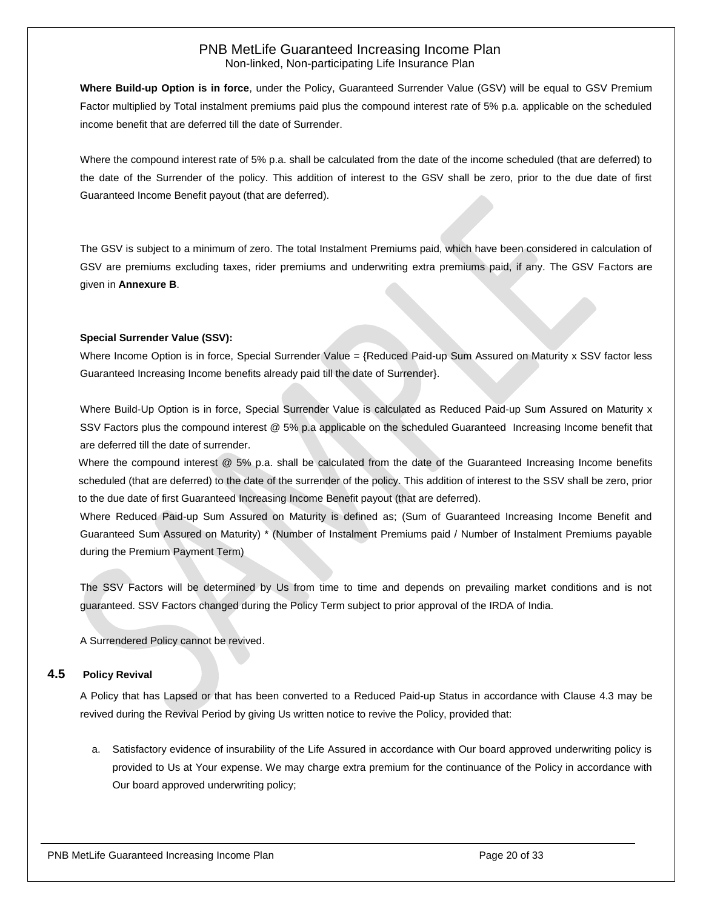**Where Build-up Option is in force**, under the Policy, Guaranteed Surrender Value (GSV) will be equal to GSV Premium Factor multiplied by Total instalment premiums paid plus the compound interest rate of 5% p.a. applicable on the scheduled income benefit that are deferred till the date of Surrender.

Where the compound interest rate of 5% p.a. shall be calculated from the date of the income scheduled (that are deferred) to the date of the Surrender of the policy. This addition of interest to the GSV shall be zero, prior to the due date of first Guaranteed Income Benefit payout (that are deferred).

The GSV is subject to a minimum of zero. The total Instalment Premiums paid, which have been considered in calculation of GSV are premiums excluding taxes, rider premiums and underwriting extra premiums paid, if any. The GSV Factors are given in **Annexure B**.

**Special Surrender Value (SSV):**

Where Income Option is in force, Special Surrender Value = {Reduced Paid-up Sum Assured on Maturity x SSV factor less Guaranteed Increasing Income benefits already paid till the date of Surrender}.

Where Build-Up Option is in force, Special Surrender Value is calculated as Reduced Paid-up Sum Assured on Maturity x SSV Factors plus the compound interest @ 5% p.a applicable on the scheduled Guaranteed Increasing Income benefit that are deferred till the date of surrender.

Where the compound interest @ 5% p.a. shall be calculated from the date of the Guaranteed Increasing Income benefits scheduled (that are deferred) to the date of the surrender of the policy. This addition of interest to the SSV shall be zero, prior to the due date of first Guaranteed Increasing Income Benefit payout (that are deferred).

Where Reduced Paid-up Sum Assured on Maturity is defined as; (Sum of Guaranteed Increasing Income Benefit and Guaranteed Sum Assured on Maturity) * (Number of Instalment Premiums paid / Number of Instalment Premiums payable during the Premium Payment Term)

The SSV Factors will be determined by Us from time to time and depends on prevailing market conditions and is not guaranteed. SSV Factors changed during the Policy Term subject to prior approval of the IRDA of India.

A Surrendered Policy cannot be revived.

### 4.5 Policy Revival

A Policy that has Lapsed or that has been converted to a Reduced Paid-up Status in accordance with Clause 4.3 may be revived during the Revival Period by giving Us written notice to revive the Policy, provided that:

a. Satisfactory evidence of insurability of the Life Assured in accordance with Our board approved underwriting policy is provided to Us at Your expense. We may charge extra premium for the continuance of the Policy in accordance with Our board approved underwriting policy;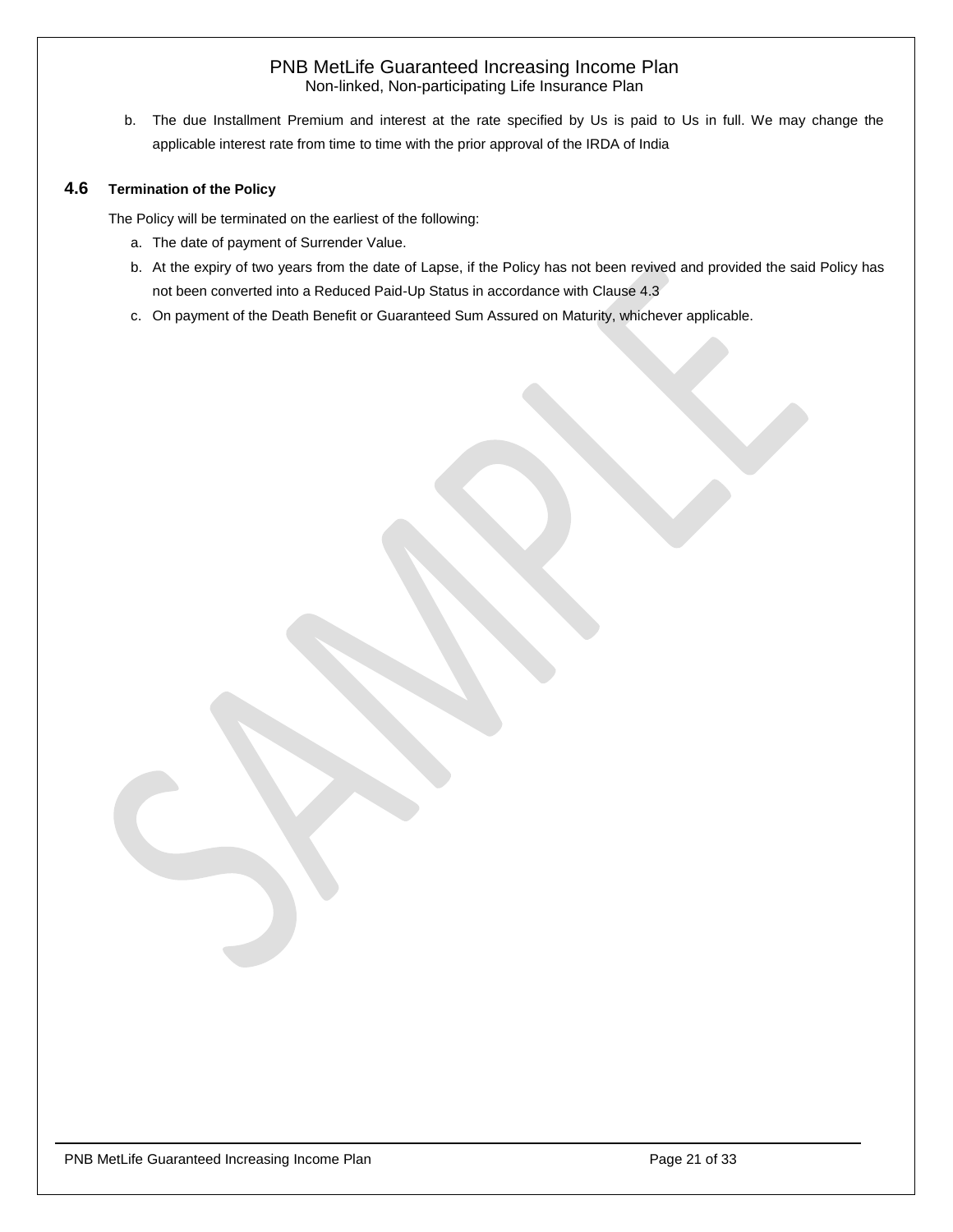b. The due Installment Premium and interest at the rate specified by Us is paid to Us in full. We may change the applicable interest rate from time to time with the prior approval of the IRDA of India

### 4.6 Termination of the Policy

The Policy will be terminated on the earliest of the following:

a. The date of payment of Surrender Value.
b. At the expiry of two years from the date of Lapse, if the Policy has not been revived and provided the said Policy has not been converted into a Reduced Paid-Up Status in accordance with Clause 4.3
c. On payment of the Death Benefit or Guaranteed Sum Assured on Maturity, whichever applicable.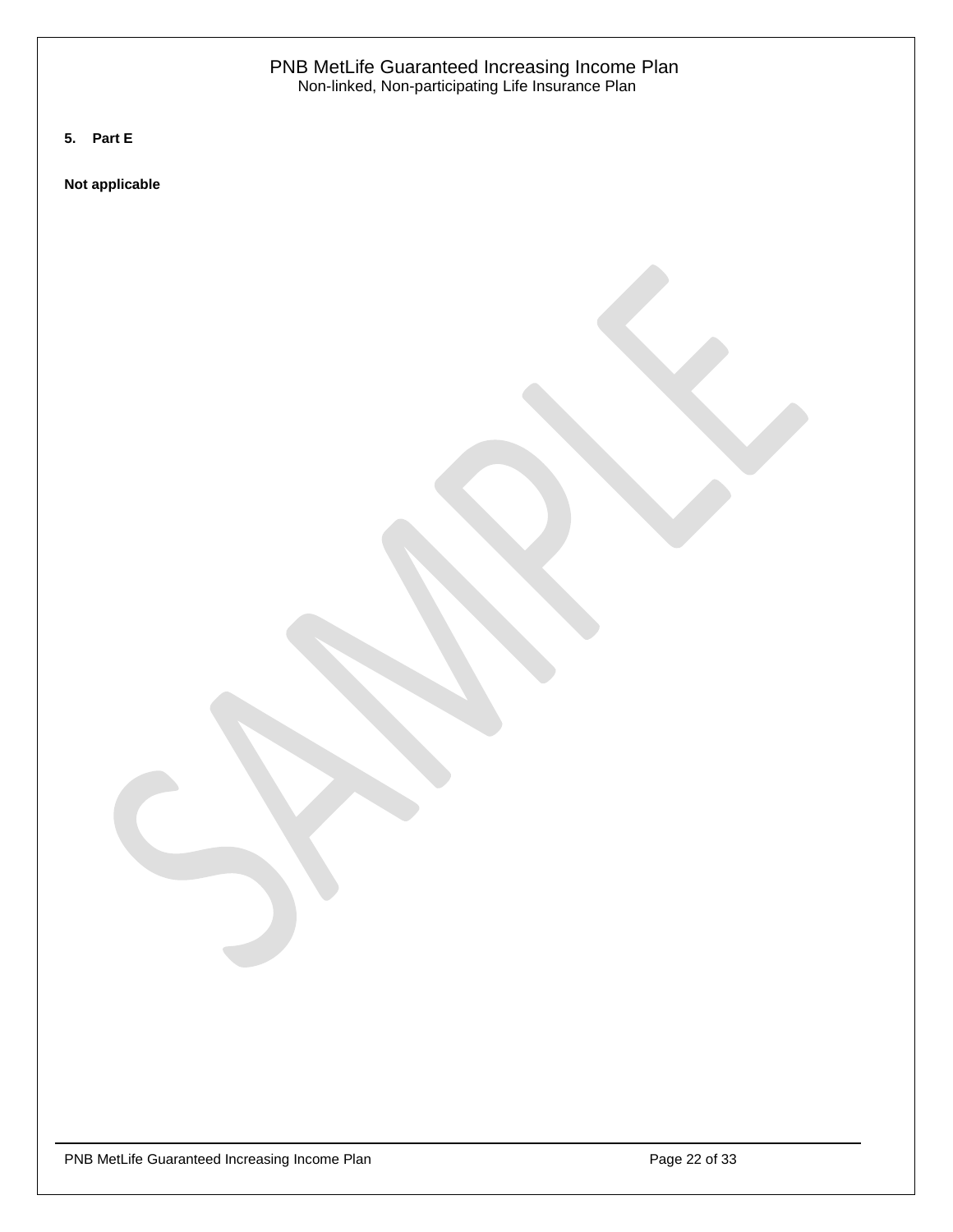**5. Part E**

**Not applicable**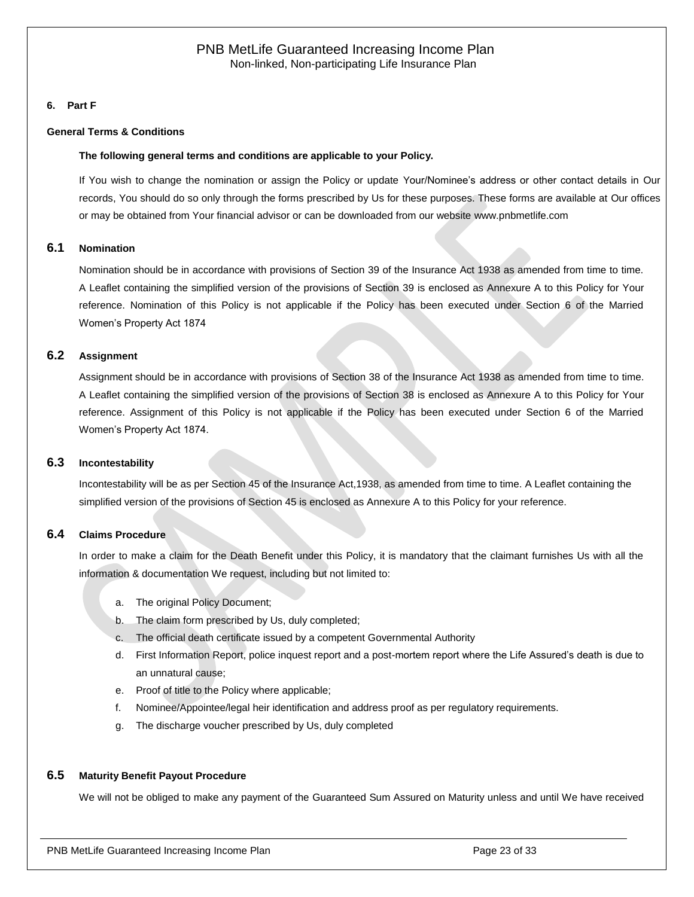## 6. Part F

### General Terms & Conditions

**The following general terms and conditions are applicable to your Policy.**

If You wish to change the nomination or assign the Policy or update Your/Nominee's address or other contact details in Our records, You should do so only through the forms prescribed by Us for these purposes. These forms are available at Our offices or may be obtained from Your financial advisor or can be downloaded from our website www.pnbmetlife.com

### 6.1 Nomination

Nomination should be in accordance with provisions of Section 39 of the Insurance Act 1938 as amended from time to time. A Leaflet containing the simplified version of the provisions of Section 39 is enclosed as Annexure A to this Policy for Your reference. Nomination of this Policy is not applicable if the Policy has been executed under Section 6 of the Married Women's Property Act 1874

### 6.2 Assignment

Assignment should be in accordance with provisions of Section 38 of the Insurance Act 1938 as amended from time to time. A Leaflet containing the simplified version of the provisions of Section 38 is enclosed as Annexure A to this Policy for Your reference. Assignment of this Policy is not applicable if the Policy has been executed under Section 6 of the Married Women's Property Act 1874.

### 6.3 Incontestability

Incontestability will be as per Section 45 of the Insurance Act,1938, as amended from time to time. A Leaflet containing the simplified version of the provisions of Section 45 is enclosed as Annexure A to this Policy for your reference.

### 6.4 Claims Procedure

In order to make a claim for the Death Benefit under this Policy, it is mandatory that the claimant furnishes Us with all the information & documentation We request, including but not limited to:

a. The original Policy Document;
b. The claim form prescribed by Us, duly completed;
c. The official death certificate issued by a competent Governmental Authority
d. First Information Report, police inquest report and a post-mortem report where the Life Assured's death is due to an unnatural cause;
e. Proof of title to the Policy where applicable;
f. Nominee/Appointee/legal heir identification and address proof as per regulatory requirements.
g. The discharge voucher prescribed by Us, duly completed

### 6.5 Maturity Benefit Payout Procedure

We will not be obliged to make any payment of the Guaranteed Sum Assured on Maturity unless and until We have received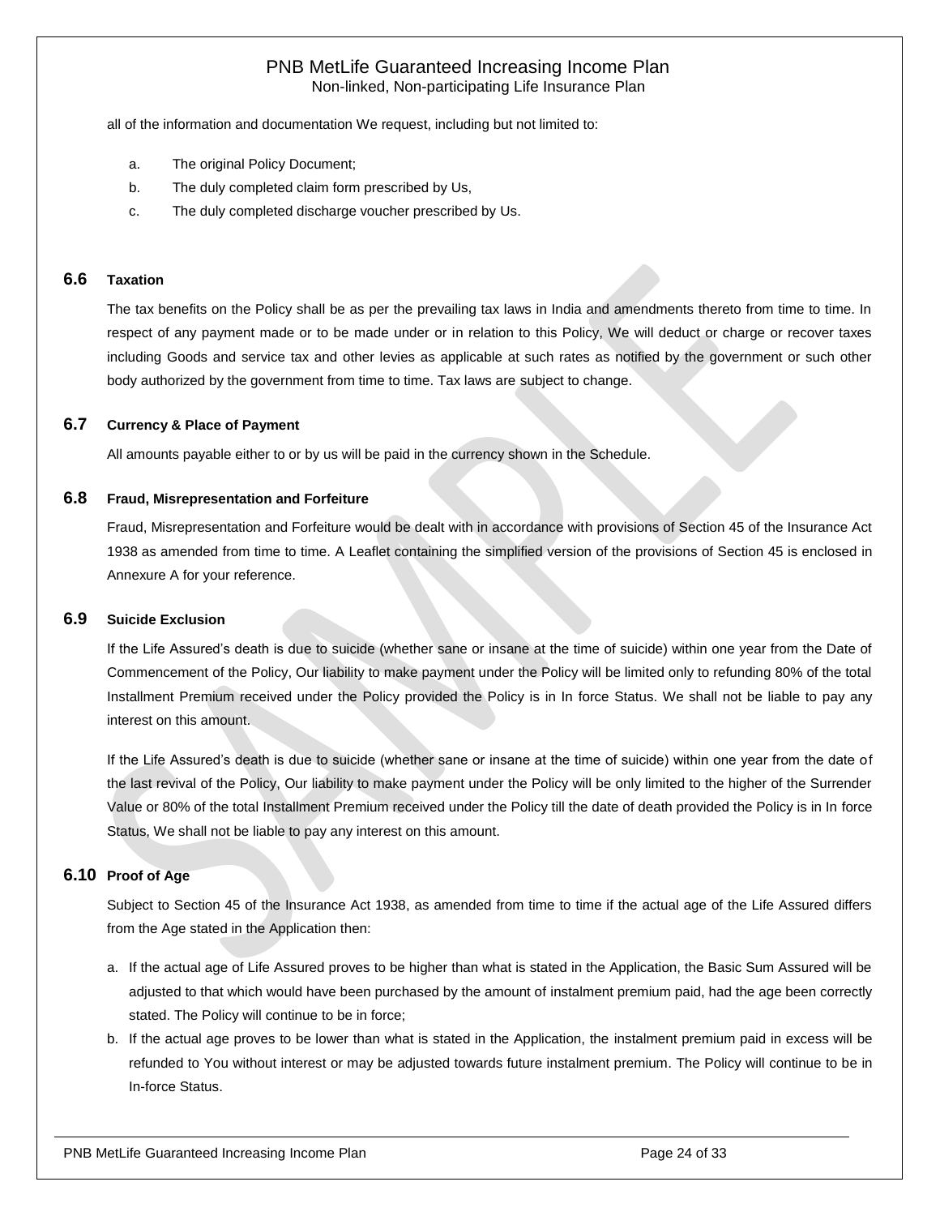all of the information and documentation We request, including but not limited to:

a. The original Policy Document;
b. The duly completed claim form prescribed by Us,
c. The duly completed discharge voucher prescribed by Us.

## 6.6 Taxation

The tax benefits on the Policy shall be as per the prevailing tax laws in India and amendments thereto from time to time. In respect of any payment made or to be made under or in relation to this Policy, We will deduct or charge or recover taxes including Goods and service tax and other levies as applicable at such rates as notified by the government or such other body authorized by the government from time to time. Tax laws are subject to change.

## 6.7 Currency & Place of Payment

All amounts payable either to or by us will be paid in the currency shown in the Schedule.

## 6.8 Fraud, Misrepresentation and Forfeiture

Fraud, Misrepresentation and Forfeiture would be dealt with in accordance with provisions of Section 45 of the Insurance Act 1938 as amended from time to time. A Leaflet containing the simplified version of the provisions of Section 45 is enclosed in Annexure A for your reference.

## 6.9 Suicide Exclusion

If the Life Assured's death is due to suicide (whether sane or insane at the time of suicide) within one year from the Date of Commencement of the Policy, Our liability to make payment under the Policy will be limited only to refunding 80% of the total Installment Premium received under the Policy provided the Policy is in In force Status. We shall not be liable to pay any interest on this amount.

If the Life Assured's death is due to suicide (whether sane or insane at the time of suicide) within one year from the date of the last revival of the Policy, Our liability to make payment under the Policy will be only limited to the higher of the Surrender Value or 80% of the total Installment Premium received under the Policy till the date of death provided the Policy is in In force Status, We shall not be liable to pay any interest on this amount.

## 6.10 Proof of Age

Subject to Section 45 of the Insurance Act 1938, as amended from time to time if the actual age of the Life Assured differs from the Age stated in the Application then:

a. If the actual age of Life Assured proves to be higher than what is stated in the Application, the Basic Sum Assured will be adjusted to that which would have been purchased by the amount of instalment premium paid, had the age been correctly stated. The Policy will continue to be in force;
b. If the actual age proves to be lower than what is stated in the Application, the instalment premium paid in excess will be refunded to You without interest or may be adjusted towards future instalment premium. The Policy will continue to be in In-force Status.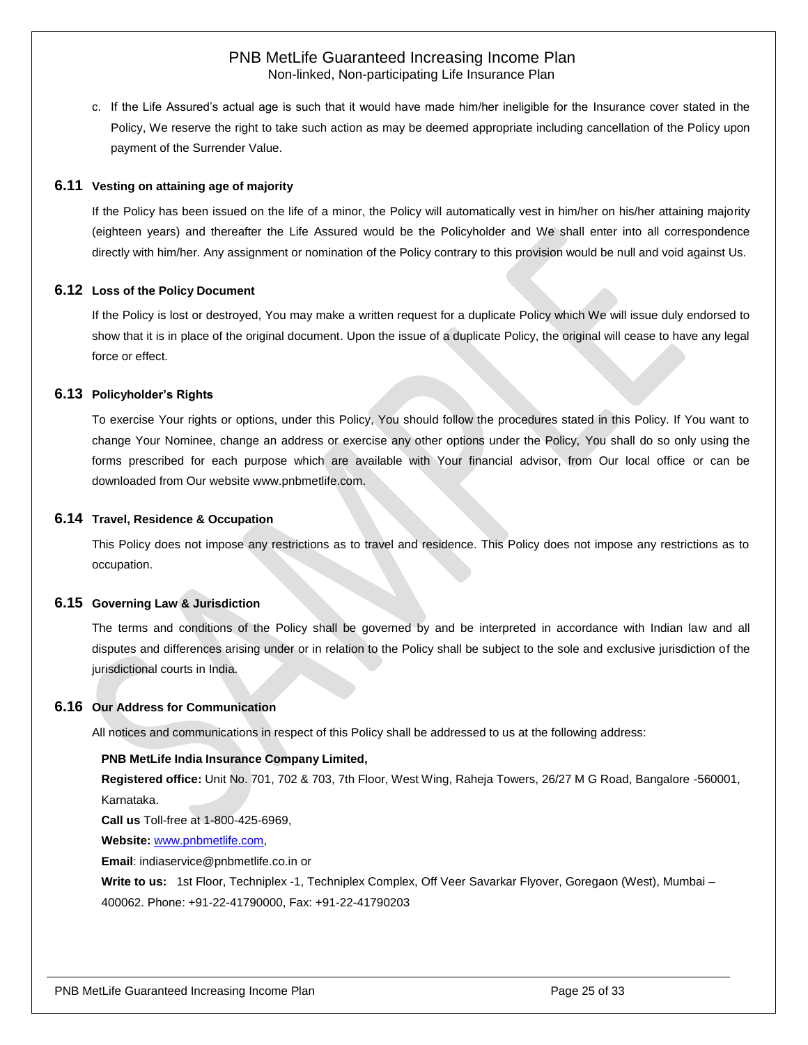c. If the Life Assured's actual age is such that it would have made him/her ineligible for the Insurance cover stated in the Policy, We reserve the right to take such action as may be deemed appropriate including cancellation of the Policy upon payment of the Surrender Value.

### 6.11 Vesting on attaining age of majority

If the Policy has been issued on the life of a minor, the Policy will automatically vest in him/her on his/her attaining majority (eighteen years) and thereafter the Life Assured would be the Policyholder and We shall enter into all correspondence directly with him/her. Any assignment or nomination of the Policy contrary to this provision would be null and void against Us.

### 6.12 Loss of the Policy Document

If the Policy is lost or destroyed, You may make a written request for a duplicate Policy which We will issue duly endorsed to show that it is in place of the original document. Upon the issue of a duplicate Policy, the original will cease to have any legal force or effect.

### 6.13 Policyholder's Rights

To exercise Your rights or options, under this Policy, You should follow the procedures stated in this Policy. If You want to change Your Nominee, change an address or exercise any other options under the Policy, You shall do so only using the forms prescribed for each purpose which are available with Your financial advisor, from Our local office or can be downloaded from Our website www.pnbmetlife.com.

### 6.14 Travel, Residence & Occupation

This Policy does not impose any restrictions as to travel and residence. This Policy does not impose any restrictions as to occupation.

### 6.15 Governing Law & Jurisdiction

The terms and conditions of the Policy shall be governed by and be interpreted in accordance with Indian law and all disputes and differences arising under or in relation to the Policy shall be subject to the sole and exclusive jurisdiction of the jurisdictional courts in India.

### 6.16 Our Address for Communication

All notices and communications in respect of this Policy shall be addressed to us at the following address:

**PNB MetLife India Insurance Company Limited,**

**Registered office:** Unit No. 701, 702 & 703, 7th Floor, West Wing, Raheja Towers, 26/27 M G Road, Bangalore -560001, Karnataka.

**Call us** Toll-free at 1-800-425-6969,

**Website:** www.pnbmetlife.com,

**Email**: indiaservice@pnbmetlife.co.in or

**Write to us:** 1st Floor, Techniplex -1, Techniplex Complex, Off Veer Savarkar Flyover, Goregaon (West), Mumbai – 400062. Phone: +91-22-41790000, Fax: +91-22-41790203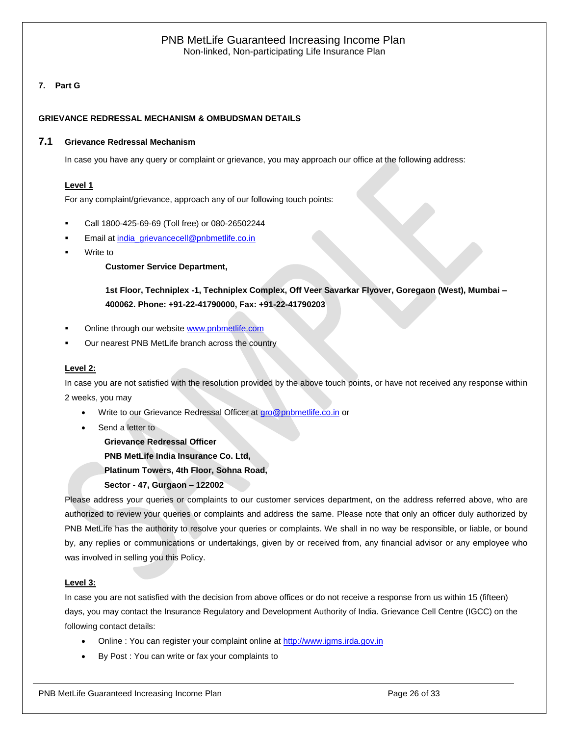**7. Part G**

**GRIEVANCE REDRESSAL MECHANISM & OMBUDSMAN DETAILS**

## 7.1 Grievance Redressal Mechanism

In case you have any query or complaint or grievance, you may approach our office at the following address:

**Level 1**

For any complaint/grievance, approach any of our following touch points:

- Call 1800-425-69-69 (Toll free) or 080-26502244
- Email at india_grievancecell@pnbmetlife.co.in
- Write to

  **Customer Service Department,**

  **1st Floor, Techniplex -1, Techniplex Complex, Off Veer Savarkar Flyover, Goregaon (West), Mumbai – 400062. Phone: +91-22-41790000, Fax: +91-22-41790203**

- Online through our website www.pnbmetlife.com
- Our nearest PNB MetLife branch across the country

**Level 2:**

In case you are not satisfied with the resolution provided by the above touch points, or have not received any response within 2 weeks, you may

- Write to our Grievance Redressal Officer at gro@pnbmetlife.co.in or
- Send a letter to

  **Grievance Redressal Officer**
  **PNB MetLife India Insurance Co. Ltd,**
  **Platinum Towers, 4th Floor, Sohna Road,**
  **Sector - 47, Gurgaon – 122002**

Please address your queries or complaints to our customer services department, on the address referred above, who are authorized to review your queries or complaints and address the same. Please note that only an officer duly authorized by PNB MetLife has the authority to resolve your queries or complaints. We shall in no way be responsible, or liable, or bound by, any replies or communications or undertakings, given by or received from, any financial advisor or any employee who was involved in selling you this Policy.

**Level 3:**

In case you are not satisfied with the decision from above offices or do not receive a response from us within 15 (fifteen) days, you may contact the Insurance Regulatory and Development Authority of India. Grievance Cell Centre (IGCC) on the following contact details:

- Online : You can register your complaint online at http://www.igms.irda.gov.in
- By Post : You can write or fax your complaints to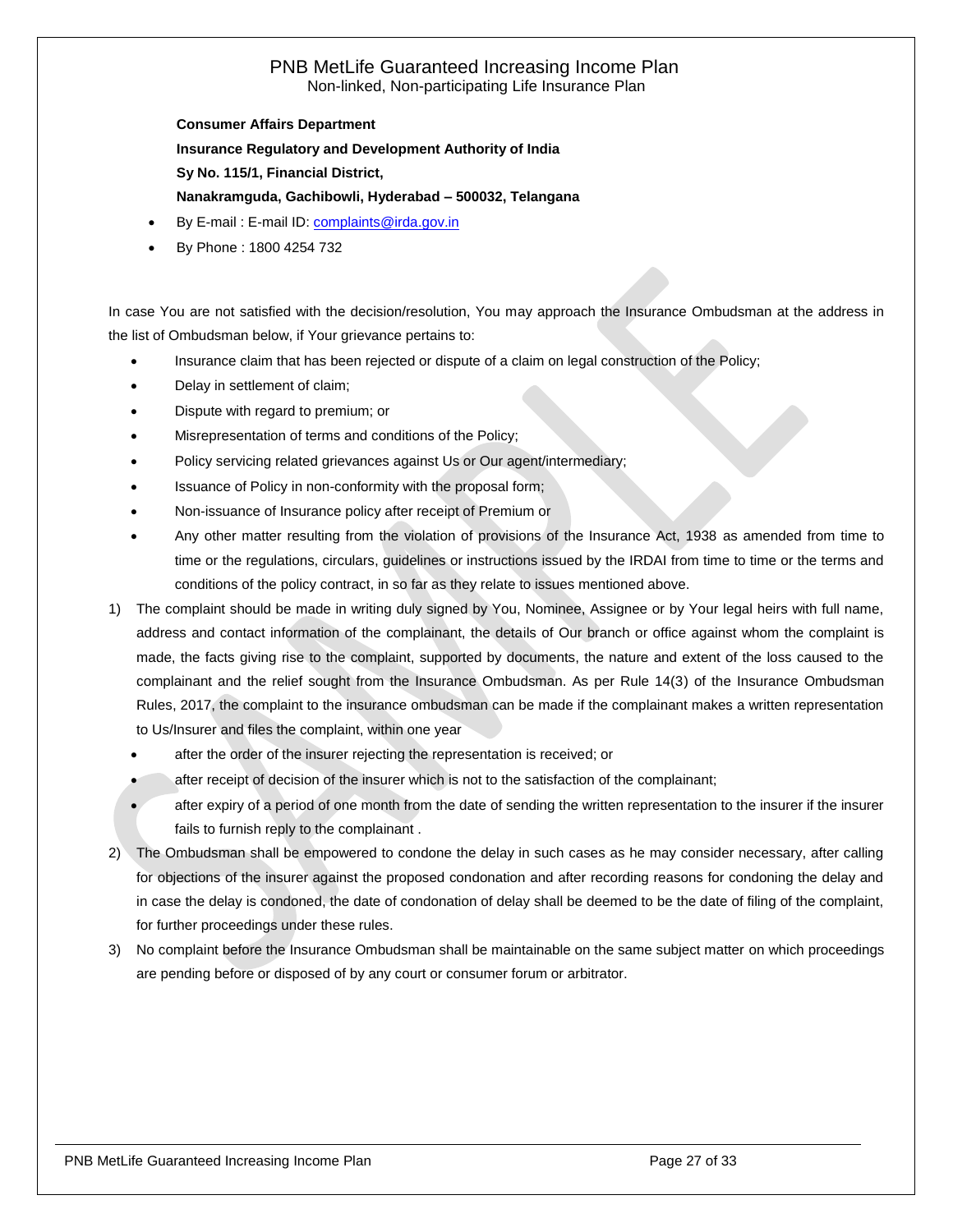**Consumer Affairs Department**

**Insurance Regulatory and Development Authority of India**

**Sy No. 115/1, Financial District,**

**Nanakramguda, Gachibowli, Hyderabad – 500032, Telangana**

- By E-mail : E-mail ID: complaints@irda.gov.in
- By Phone : 1800 4254 732

In case You are not satisfied with the decision/resolution, You may approach the Insurance Ombudsman at the address in the list of Ombudsman below, if Your grievance pertains to:

- Insurance claim that has been rejected or dispute of a claim on legal construction of the Policy;
- Delay in settlement of claim;
- Dispute with regard to premium; or
- Misrepresentation of terms and conditions of the Policy;
- Policy servicing related grievances against Us or Our agent/intermediary;
- Issuance of Policy in non-conformity with the proposal form;
- Non-issuance of Insurance policy after receipt of Premium or
- Any other matter resulting from the violation of provisions of the Insurance Act, 1938 as amended from time to time or the regulations, circulars, guidelines or instructions issued by the IRDAI from time to time or the terms and conditions of the policy contract, in so far as they relate to issues mentioned above.

1) The complaint should be made in writing duly signed by You, Nominee, Assignee or by Your legal heirs with full name, address and contact information of the complainant, the details of Our branch or office against whom the complaint is made, the facts giving rise to the complaint, supported by documents, the nature and extent of the loss caused to the complainant and the relief sought from the Insurance Ombudsman. As per Rule 14(3) of the Insurance Ombudsman Rules, 2017, the complaint to the insurance ombudsman can be made if the complainant makes a written representation to Us/Insurer and files the complaint, within one year
   - after the order of the insurer rejecting the representation is received; or
   - after receipt of decision of the insurer which is not to the satisfaction of the complainant;
   - after expiry of a period of one month from the date of sending the written representation to the insurer if the insurer fails to furnish reply to the complainant .
2) The Ombudsman shall be empowered to condone the delay in such cases as he may consider necessary, after calling for objections of the insurer against the proposed condonation and after recording reasons for condoning the delay and in case the delay is condoned, the date of condonation of delay shall be deemed to be the date of filing of the complaint, for further proceedings under these rules.
3) No complaint before the Insurance Ombudsman shall be maintainable on the same subject matter on which proceedings are pending before or disposed of by any court or consumer forum or arbitrator.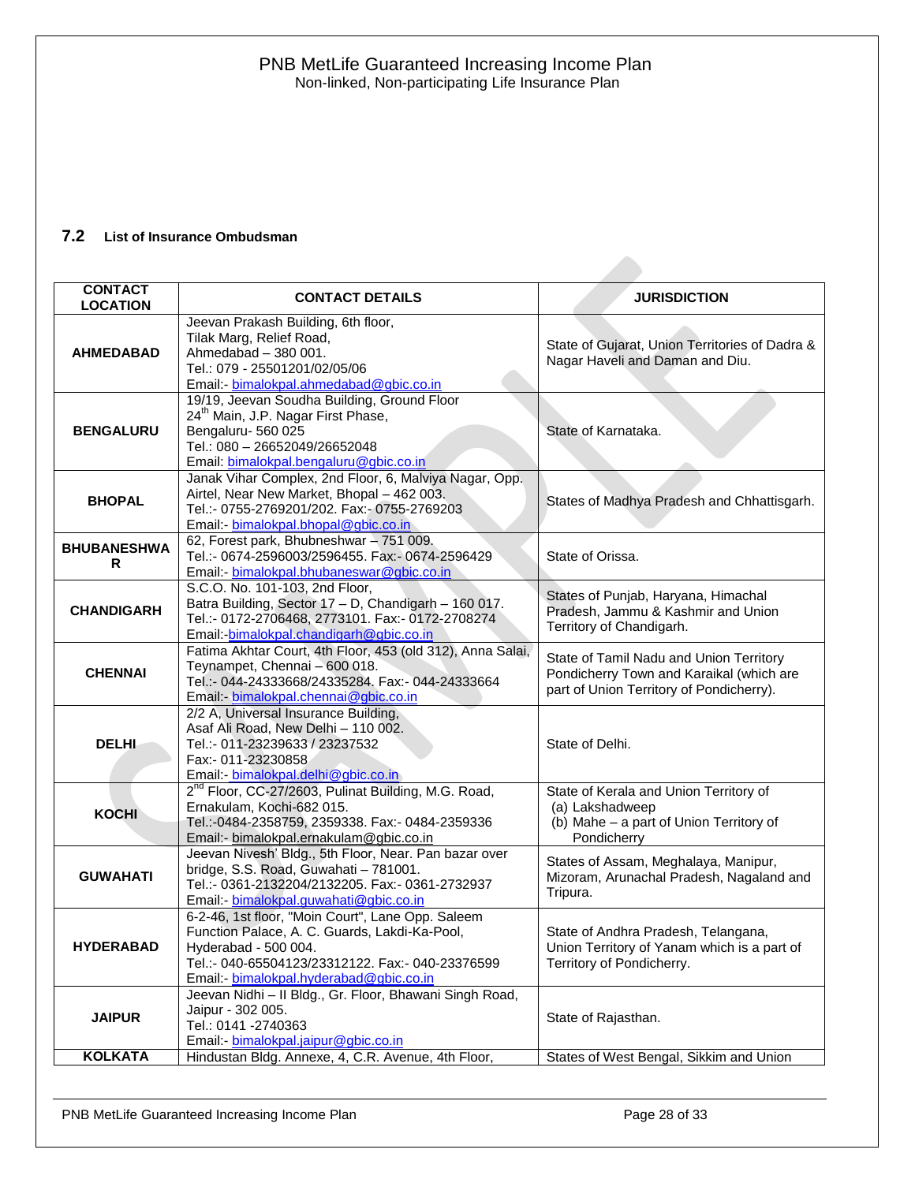### 7.2 List of Insurance Ombudsman

| CONTACT LOCATION | CONTACT DETAILS | JURISDICTION |
|---|---|---|
| **AHMEDABAD** | Jeevan Prakash Building, 6th floor, Tilak Marg, Relief Road, Ahmedabad – 380 001. Tel.: 079 - 25501201/02/05/06 Email:- bimalokpal.ahmedabad@gbic.co.in | State of Gujarat, Union Territories of Dadra & Nagar Haveli and Daman and Diu. |
| **BENGALURU** | 19/19, Jeevan Soudha Building, Ground Floor 24th Main, J.P. Nagar First Phase, Bengaluru- 560 025 Tel.: 080 – 26652049/26652048 Email: bimalokpal.bengaluru@gbic.co.in | State of Karnataka. |
| **BHOPAL** | Janak Vihar Complex, 2nd Floor, 6, Malviya Nagar, Opp. Airtel, Near New Market, Bhopal – 462 003. Tel.:- 0755-2769201/202. Fax:- 0755-2769203 Email:- bimalokpal.bhopal@gbic.co.in | States of Madhya Pradesh and Chhattisgarh. |
| **BHUBANESHWAR** | 62, Forest park, Bhubneshwar – 751 009. Tel.:- 0674-2596003/2596455. Fax:- 0674-2596429 Email:- bimalokpal.bhubaneswar@gbic.co.in | State of Orissa. |
| **CHANDIGARH** | S.C.O. No. 101-103, 2nd Floor, Batra Building, Sector 17 – D, Chandigarh – 160 017. Tel.:- 0172-2706468, 2773101. Fax:- 0172-2708274 Email:-bimalokpal.chandigarh@gbic.co.in | States of Punjab, Haryana, Himachal Pradesh, Jammu & Kashmir and Union Territory of Chandigarh. |
| **CHENNAI** | Fatima Akhtar Court, 4th Floor, 453 (old 312), Anna Salai, Teynampet, Chennai – 600 018. Tel.:- 044-24333668/24335284. Fax:- 044-24333664 Email:- bimalokpal.chennai@gbic.co.in | State of Tamil Nadu and Union Territory Pondicherry Town and Karaikal (which are part of Union Territory of Pondicherry). |
| **DELHI** | 2/2 A, Universal Insurance Building, Asaf Ali Road, New Delhi – 110 002. Tel.:- 011-23239633 / 23237532 Fax:- 011-23230858 Email:- bimalokpal.delhi@gbic.co.in | State of Delhi. |
| **KOCHI** | 2nd Floor, CC-27/2603, Pulinat Building, M.G. Road, Ernakulam, Kochi-682 015. Tel.:-0484-2358759, 2359338. Fax:- 0484-2359336 Email:- bimalokpal.ernakulam@gbic.co.in | State of Kerala and Union Territory of (a) Lakshadweep (b) Mahe – a part of Union Territory of Pondicherry |
| **GUWAHATI** | Jeevan Nivesh' Bldg., 5th Floor, Near. Pan bazar over bridge, S.S. Road, Guwahati – 781001. Tel.:- 0361-2132204/2132205. Fax:- 0361-2732937 Email:- bimalokpal.guwahati@gbic.co.in | States of Assam, Meghalaya, Manipur, Mizoram, Arunachal Pradesh, Nagaland and Tripura. |
| **HYDERABAD** | 6-2-46, 1st floor, "Moin Court", Lane Opp. Saleem Function Palace, A. C. Guards, Lakdi-Ka-Pool, Hyderabad - 500 004. Tel.:- 040-65504123/23312122. Fax:- 040-23376599 Email:- bimalokpal.hyderabad@gbic.co.in | State of Andhra Pradesh, Telangana, Union Territory of Yanam which is a part of Territory of Pondicherry. |
| **JAIPUR** | Jeevan Nidhi – II Bldg., Gr. Floor, Bhawani Singh Road, Jaipur - 302 005. Tel.: 0141 -2740363 Email:- bimalokpal.jaipur@gbic.co.in | State of Rajasthan. |
| **KOLKATA** | Hindustan Bldg. Annexe, 4, C.R. Avenue, 4th Floor, | States of West Bengal, Sikkim and Union |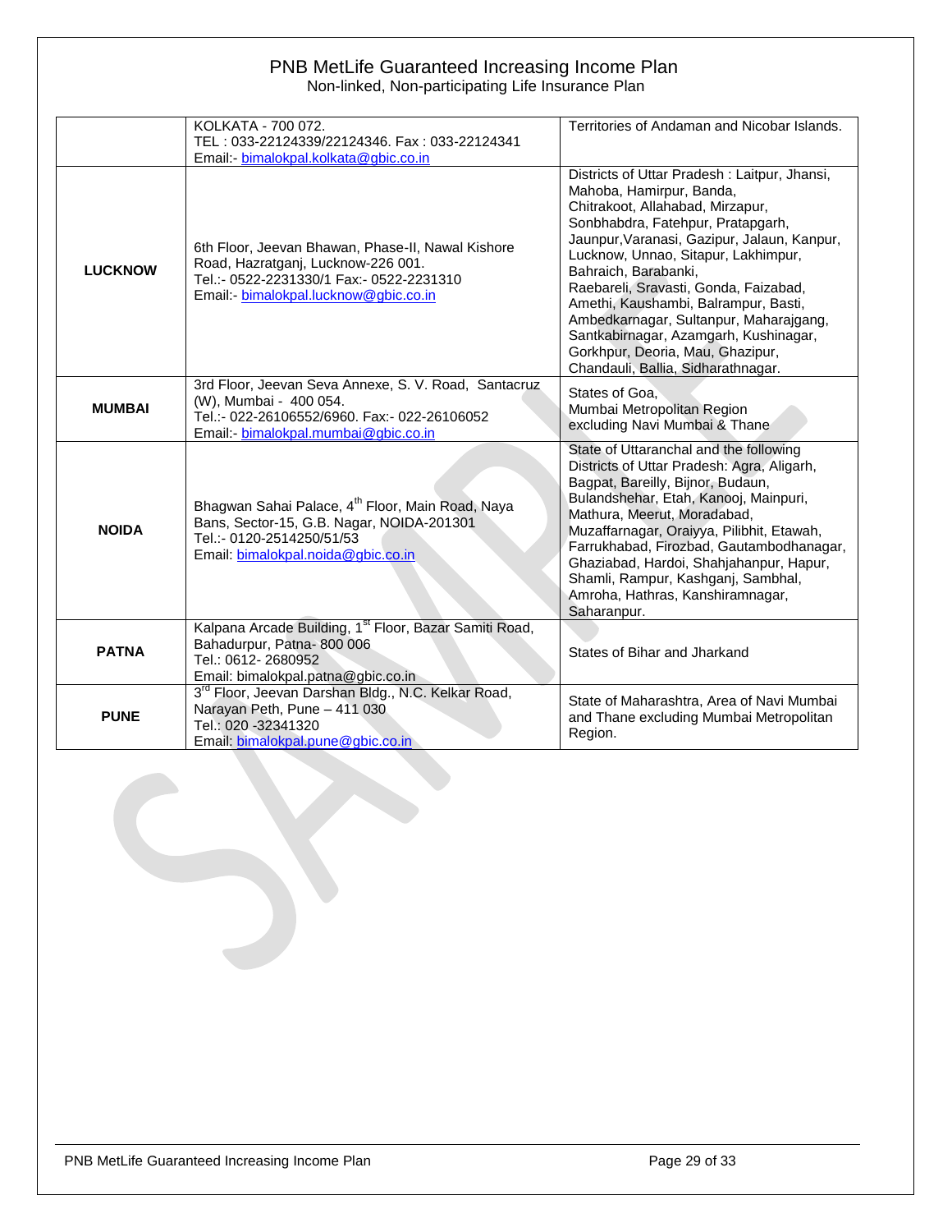| | | |
|---|---|---|
| | KOLKATA - 700 072.<br>TEL : 033-22124339/22124346. Fax : 033-22124341<br>Email:- bimalokpal.kolkata@gbic.co.in | Territories of Andaman and Nicobar Islands. |
| **LUCKNOW** | 6th Floor, Jeevan Bhawan, Phase-II, Nawal Kishore Road, Hazratganj, Lucknow-226 001.<br>Tel.:- 0522-2231330/1 Fax:- 0522-2231310<br>Email:- bimalokpal.lucknow@gbic.co.in | Districts of Uttar Pradesh : Laitpur, Jhansi, Mahoba, Hamirpur, Banda, Chitrakoot, Allahabad, Mirzapur, Sonbhabdra, Fatehpur, Pratapgarh, Jaunpur,Varanasi, Gazipur, Jalaun, Kanpur, Lucknow, Unnao, Sitapur, Lakhimpur, Bahraich, Barabanki, Raebareli, Sravasti, Gonda, Faizabad, Amethi, Kaushambi, Balrampur, Basti, Ambedkarnagar, Sultanpur, Maharajgang, Santkabirnagar, Azamgarh, Kushinagar, Gorkhpur, Deoria, Mau, Ghazipur, Chandauli, Ballia, Sidharathnagar. |
| **MUMBAI** | 3rd Floor, Jeevan Seva Annexe, S. V. Road, Santacruz (W), Mumbai - 400 054.<br>Tel.:- 022-26106552/6960. Fax:- 022-26106052<br>Email:- bimalokpal.mumbai@gbic.co.in | States of Goa,<br>Mumbai Metropolitan Region excluding Navi Mumbai & Thane |
| **NOIDA** | Bhagwan Sahai Palace, 4th Floor, Main Road, Naya Bans, Sector-15, G.B. Nagar, NOIDA-201301<br>Tel.:- 0120-2514250/51/53<br>Email: bimalokpal.noida@gbic.co.in | State of Uttaranchal and the following Districts of Uttar Pradesh: Agra, Aligarh, Bagpat, Bareilly, Bijnor, Budaun, Bulandshehar, Etah, Kanooj, Mainpuri, Mathura, Meerut, Moradabad, Muzaffarnagar, Oraiyya, Pilibhit, Etawah, Farrukhabad, Firozbad, Gautambodhanagar, Ghaziabad, Hardoi, Shahjahanpur, Hapur, Shamli, Rampur, Kashganj, Sambhal, Amroha, Hathras, Kanshiramnagar, Saharanpur. |
| **PATNA** | Kalpana Arcade Building, 1st Floor, Bazar Samiti Road, Bahadurpur, Patna- 800 006<br>Tel.: 0612- 2680952<br>Email: bimalokpal.patna@gbic.co.in | States of Bihar and Jharkand |
| **PUNE** | 3rd Floor, Jeevan Darshan Bldg., N.C. Kelkar Road, Narayan Peth, Pune – 411 030<br>Tel.: 020 -32341320<br>Email: bimalokpal.pune@gbic.co.in | State of Maharashtra, Area of Navi Mumbai and Thane excluding Mumbai Metropolitan Region. |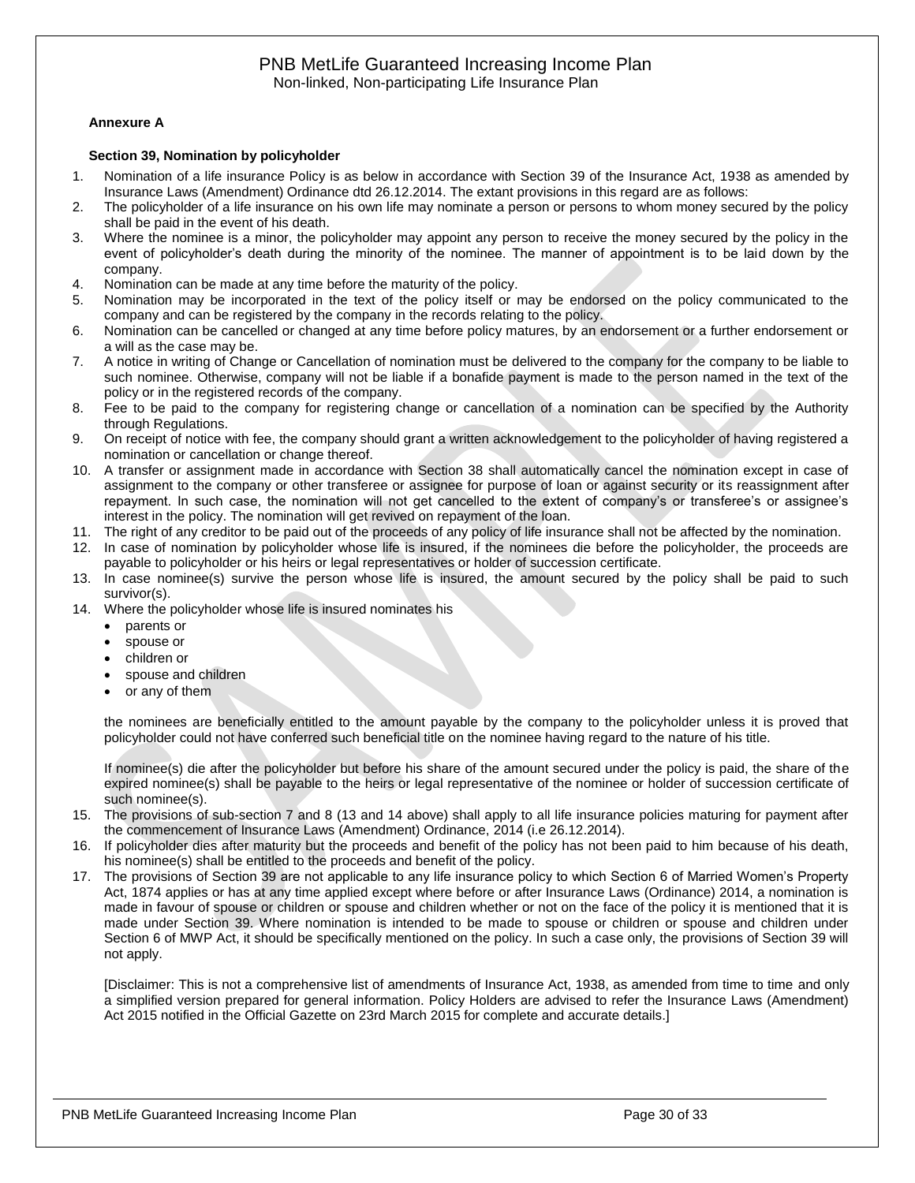**Annexure A**

**Section 39, Nomination by policyholder**

1. Nomination of a life insurance Policy is as below in accordance with Section 39 of the Insurance Act, 1938 as amended by Insurance Laws (Amendment) Ordinance dtd 26.12.2014. The extant provisions in this regard are as follows:
2. The policyholder of a life insurance on his own life may nominate a person or persons to whom money secured by the policy shall be paid in the event of his death.
3. Where the nominee is a minor, the policyholder may appoint any person to receive the money secured by the policy in the event of policyholder's death during the minority of the nominee. The manner of appointment is to be laid down by the company.
4. Nomination can be made at any time before the maturity of the policy.
5. Nomination may be incorporated in the text of the policy itself or may be endorsed on the policy communicated to the company and can be registered by the company in the records relating to the policy.
6. Nomination can be cancelled or changed at any time before policy matures, by an endorsement or a further endorsement or a will as the case may be.
7. A notice in writing of Change or Cancellation of nomination must be delivered to the company for the company to be liable to such nominee. Otherwise, company will not be liable if a bonafide payment is made to the person named in the text of the policy or in the registered records of the company.
8. Fee to be paid to the company for registering change or cancellation of a nomination can be specified by the Authority through Regulations.
9. On receipt of notice with fee, the company should grant a written acknowledgement to the policyholder of having registered a nomination or cancellation or change thereof.
10. A transfer or assignment made in accordance with Section 38 shall automatically cancel the nomination except in case of assignment to the company or other transferee or assignee for purpose of loan or against security or its reassignment after repayment. In such case, the nomination will not get cancelled to the extent of company's or transferee's or assignee's interest in the policy. The nomination will get revived on repayment of the loan.
11. The right of any creditor to be paid out of the proceeds of any policy of life insurance shall not be affected by the nomination.
12. In case of nomination by policyholder whose life is insured, if the nominees die before the policyholder, the proceeds are payable to policyholder or his heirs or legal representatives or holder of succession certificate.
13. In case nominee(s) survive the person whose life is insured, the amount secured by the policy shall be paid to such survivor(s).
14. Where the policyholder whose life is insured nominates his
    - parents or
    - spouse or
    - children or
    - spouse and children
    - or any of them

    the nominees are beneficially entitled to the amount payable by the company to the policyholder unless it is proved that policyholder could not have conferred such beneficial title on the nominee having regard to the nature of his title.

    If nominee(s) die after the policyholder but before his share of the amount secured under the policy is paid, the share of the expired nominee(s) shall be payable to the heirs or legal representative of the nominee or holder of succession certificate of such nominee(s).
15. The provisions of sub-section 7 and 8 (13 and 14 above) shall apply to all life insurance policies maturing for payment after the commencement of Insurance Laws (Amendment) Ordinance, 2014 (i.e 26.12.2014).
16. If policyholder dies after maturity but the proceeds and benefit of the policy has not been paid to him because of his death, his nominee(s) shall be entitled to the proceeds and benefit of the policy.
17. The provisions of Section 39 are not applicable to any life insurance policy to which Section 6 of Married Women's Property Act, 1874 applies or has at any time applied except where before or after Insurance Laws (Ordinance) 2014, a nomination is made in favour of spouse or children or spouse and children whether or not on the face of the policy it is mentioned that it is made under Section 39. Where nomination is intended to be made to spouse or children or spouse and children under Section 6 of MWP Act, it should be specifically mentioned on the policy. In such a case only, the provisions of Section 39 will not apply.

    [Disclaimer: This is not a comprehensive list of amendments of Insurance Act, 1938, as amended from time to time and only a simplified version prepared for general information. Policy Holders are advised to refer the Insurance Laws (Amendment) Act 2015 notified in the Official Gazette on 23rd March 2015 for complete and accurate details.]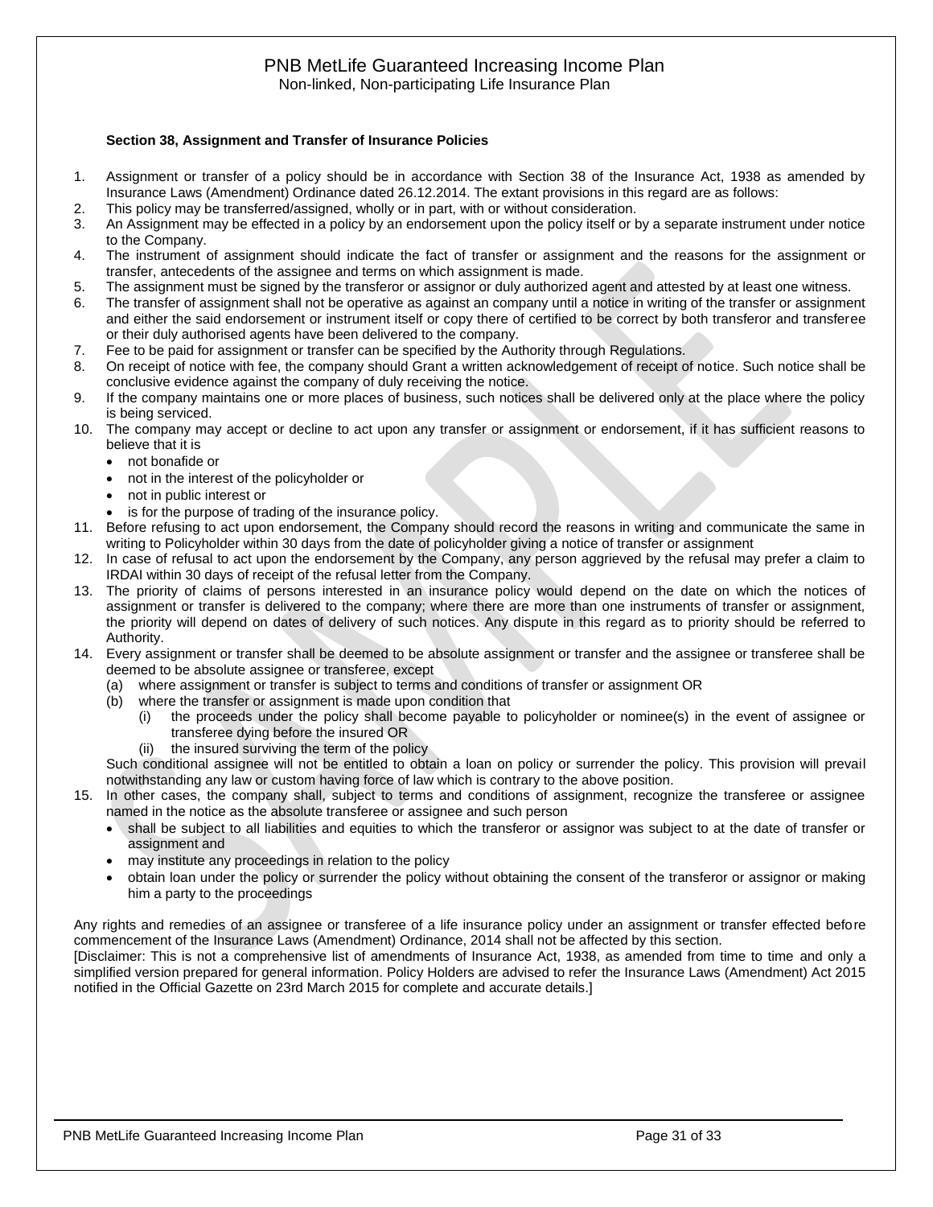**Section 38, Assignment and Transfer of Insurance Policies**

1. Assignment or transfer of a policy should be in accordance with Section 38 of the Insurance Act, 1938 as amended by Insurance Laws (Amendment) Ordinance dated 26.12.2014. The extant provisions in this regard are as follows:
2. This policy may be transferred/assigned, wholly or in part, with or without consideration.
3. An Assignment may be effected in a policy by an endorsement upon the policy itself or by a separate instrument under notice to the Company.
4. The instrument of assignment should indicate the fact of transfer or assignment and the reasons for the assignment or transfer, antecedents of the assignee and terms on which assignment is made.
5. The assignment must be signed by the transferor or assignor or duly authorized agent and attested by at least one witness.
6. The transfer of assignment shall not be operative as against an company until a notice in writing of the transfer or assignment and either the said endorsement or instrument itself or copy there of certified to be correct by both transferor and transferee or their duly authorised agents have been delivered to the company.
7. Fee to be paid for assignment or transfer can be specified by the Authority through Regulations.
8. On receipt of notice with fee, the company should Grant a written acknowledgement of receipt of notice. Such notice shall be conclusive evidence against the company of duly receiving the notice.
9. If the company maintains one or more places of business, such notices shall be delivered only at the place where the policy is being serviced.
10. The company may accept or decline to act upon any transfer or assignment or endorsement, if it has sufficient reasons to believe that it is
    - not bonafide or
    - not in the interest of the policyholder or
    - not in public interest or
    - is for the purpose of trading of the insurance policy.
11. Before refusing to act upon endorsement, the Company should record the reasons in writing and communicate the same in writing to Policyholder within 30 days from the date of policyholder giving a notice of transfer or assignment
12. In case of refusal to act upon the endorsement by the Company, any person aggrieved by the refusal may prefer a claim to IRDAI within 30 days of receipt of the refusal letter from the Company.
13. The priority of claims of persons interested in an insurance policy would depend on the date on which the notices of assignment or transfer is delivered to the company; where there are more than one instruments of transfer or assignment, the priority will depend on dates of delivery of such notices. Any dispute in this regard as to priority should be referred to Authority.
14. Every assignment or transfer shall be deemed to be absolute assignment or transfer and the assignee or transferee shall be deemed to be absolute assignee or transferee, except
    (a) where assignment or transfer is subject to terms and conditions of transfer or assignment OR
    (b) where the transfer or assignment is made upon condition that
        (i) the proceeds under the policy shall become payable to policyholder or nominee(s) in the event of assignee or transferee dying before the insured OR
        (ii) the insured surviving the term of the policy

    Such conditional assignee will not be entitled to obtain a loan on policy or surrender the policy. This provision will prevail notwithstanding any law or custom having force of law which is contrary to the above position.
15. In other cases, the company shall, subject to terms and conditions of assignment, recognize the transferee or assignee named in the notice as the absolute transferee or assignee and such person
    - shall be subject to all liabilities and equities to which the transferor or assignor was subject to at the date of transfer or assignment and
    - may institute any proceedings in relation to the policy
    - obtain loan under the policy or surrender the policy without obtaining the consent of the transferor or assignor or making him a party to the proceedings

Any rights and remedies of an assignee or transferee of a life insurance policy under an assignment or transfer effected before commencement of the Insurance Laws (Amendment) Ordinance, 2014 shall not be affected by this section.

[Disclaimer: This is not a comprehensive list of amendments of Insurance Act, 1938, as amended from time to time and only a simplified version prepared for general information. Policy Holders are advised to refer the Insurance Laws (Amendment) Act 2015 notified in the Official Gazette on 23rd March 2015 for complete and accurate details.]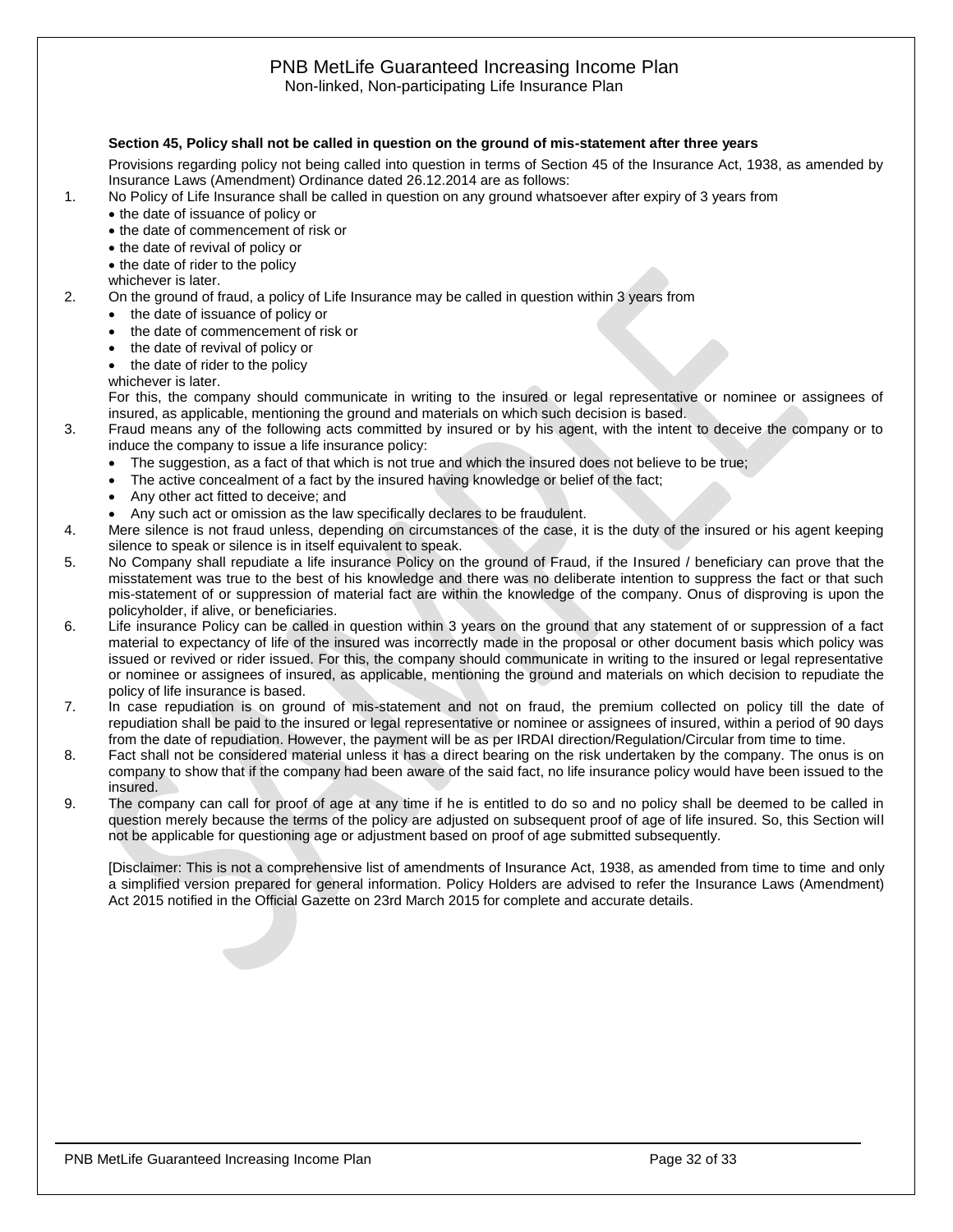**Section 45, Policy shall not be called in question on the ground of mis-statement after three years**

Provisions regarding policy not being called into question in terms of Section 45 of the Insurance Act, 1938, as amended by Insurance Laws (Amendment) Ordinance dated 26.12.2014 are as follows:

1. No Policy of Life Insurance shall be called in question on any ground whatsoever after expiry of 3 years from
   - the date of issuance of policy or
   - the date of commencement of risk or
   - the date of revival of policy or
   - the date of rider to the policy

   whichever is later.
2. On the ground of fraud, a policy of Life Insurance may be called in question within 3 years from
   - the date of issuance of policy or
   - the date of commencement of risk or
   - the date of revival of policy or
   - the date of rider to the policy

   whichever is later.

   For this, the company should communicate in writing to the insured or legal representative or nominee or assignees of insured, as applicable, mentioning the ground and materials on which such decision is based.
3. Fraud means any of the following acts committed by insured or by his agent, with the intent to deceive the company or to induce the company to issue a life insurance policy:
   - The suggestion, as a fact of that which is not true and which the insured does not believe to be true;
   - The active concealment of a fact by the insured having knowledge or belief of the fact;
   - Any other act fitted to deceive; and
   - Any such act or omission as the law specifically declares to be fraudulent.
4. Mere silence is not fraud unless, depending on circumstances of the case, it is the duty of the insured or his agent keeping silence to speak or silence is in itself equivalent to speak.
5. No Company shall repudiate a life insurance Policy on the ground of Fraud, if the Insured / beneficiary can prove that the misstatement was true to the best of his knowledge and there was no deliberate intention to suppress the fact or that such mis-statement of or suppression of material fact are within the knowledge of the company. Onus of disproving is upon the policyholder, if alive, or beneficiaries.
6. Life insurance Policy can be called in question within 3 years on the ground that any statement of or suppression of a fact material to expectancy of life of the insured was incorrectly made in the proposal or other document basis which policy was issued or revived or rider issued. For this, the company should communicate in writing to the insured or legal representative or nominee or assignees of insured, as applicable, mentioning the ground and materials on which decision to repudiate the policy of life insurance is based.
7. In case repudiation is on ground of mis-statement and not on fraud, the premium collected on policy till the date of repudiation shall be paid to the insured or legal representative or nominee or assignees of insured, within a period of 90 days from the date of repudiation. However, the payment will be as per IRDAI direction/Regulation/Circular from time to time.
8. Fact shall not be considered material unless it has a direct bearing on the risk undertaken by the company. The onus is on company to show that if the company had been aware of the said fact, no life insurance policy would have been issued to the insured.
9. The company can call for proof of age at any time if he is entitled to do so and no policy shall be deemed to be called in question merely because the terms of the policy are adjusted on subsequent proof of age of life insured. So, this Section will not be applicable for questioning age or adjustment based on proof of age submitted subsequently.

[Disclaimer: This is not a comprehensive list of amendments of Insurance Act, 1938, as amended from time to time and only a simplified version prepared for general information. Policy Holders are advised to refer the Insurance Laws (Amendment) Act 2015 notified in the Official Gazette on 23rd March 2015 for complete and accurate details.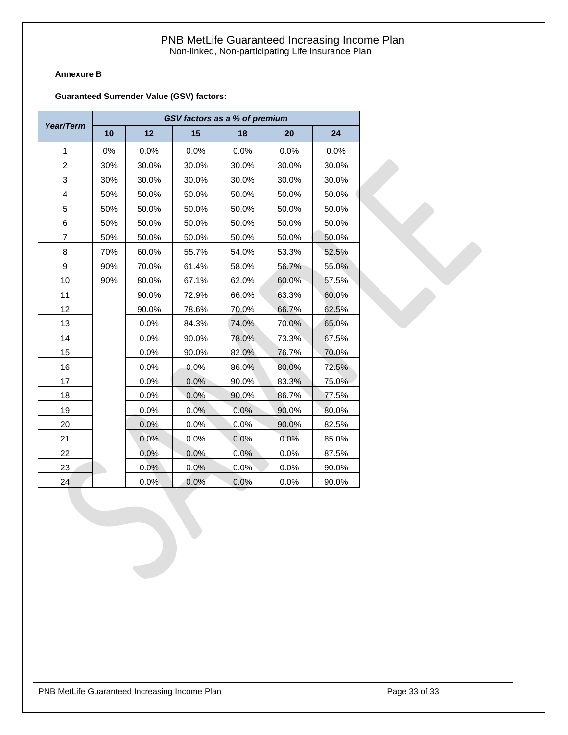**Annexure B**

**Guaranteed Surrender Value (GSV) factors:**

| *Year/Term* | *GSV factors as a % of premium* | | | | | |
|---|---|---|---|---|---|---|
| | 10 | 12 | 15 | 18 | 20 | 24 |
| 1 | 0% | 0.0% | 0.0% | 0.0% | 0.0% | 0.0% |
| 2 | 30% | 30.0% | 30.0% | 30.0% | 30.0% | 30.0% |
| 3 | 30% | 30.0% | 30.0% | 30.0% | 30.0% | 30.0% |
| 4 | 50% | 50.0% | 50.0% | 50.0% | 50.0% | 50.0% |
| 5 | 50% | 50.0% | 50.0% | 50.0% | 50.0% | 50.0% |
| 6 | 50% | 50.0% | 50.0% | 50.0% | 50.0% | 50.0% |
| 7 | 50% | 50.0% | 50.0% | 50.0% | 50.0% | 50.0% |
| 8 | 70% | 60.0% | 55.7% | 54.0% | 53.3% | 52.5% |
| 9 | 90% | 70.0% | 61.4% | 58.0% | 56.7% | 55.0% |
| 10 | 90% | 80.0% | 67.1% | 62.0% | 60.0% | 57.5% |
| 11 | | 90.0% | 72.9% | 66.0% | 63.3% | 60.0% |
| 12 | | 90.0% | 78.6% | 70.0% | 66.7% | 62.5% |
| 13 | | 0.0% | 84.3% | 74.0% | 70.0% | 65.0% |
| 14 | | 0.0% | 90.0% | 78.0% | 73.3% | 67.5% |
| 15 | | 0.0% | 90.0% | 82.0% | 76.7% | 70.0% |
| 16 | | 0.0% | 0.0% | 86.0% | 80.0% | 72.5% |
| 17 | | 0.0% | 0.0% | 90.0% | 83.3% | 75.0% |
| 18 | | 0.0% | 0.0% | 90.0% | 86.7% | 77.5% |
| 19 | | 0.0% | 0.0% | 0.0% | 90.0% | 80.0% |
| 20 | | 0.0% | 0.0% | 0.0% | 90.0% | 82.5% |
| 21 | | 0.0% | 0.0% | 0.0% | 0.0% | 85.0% |
| 22 | | 0.0% | 0.0% | 0.0% | 0.0% | 87.5% |
| 23 | | 0.0% | 0.0% | 0.0% | 0.0% | 90.0% |
| 24 | | 0.0% | 0.0% | 0.0% | 0.0% | 90.0% |